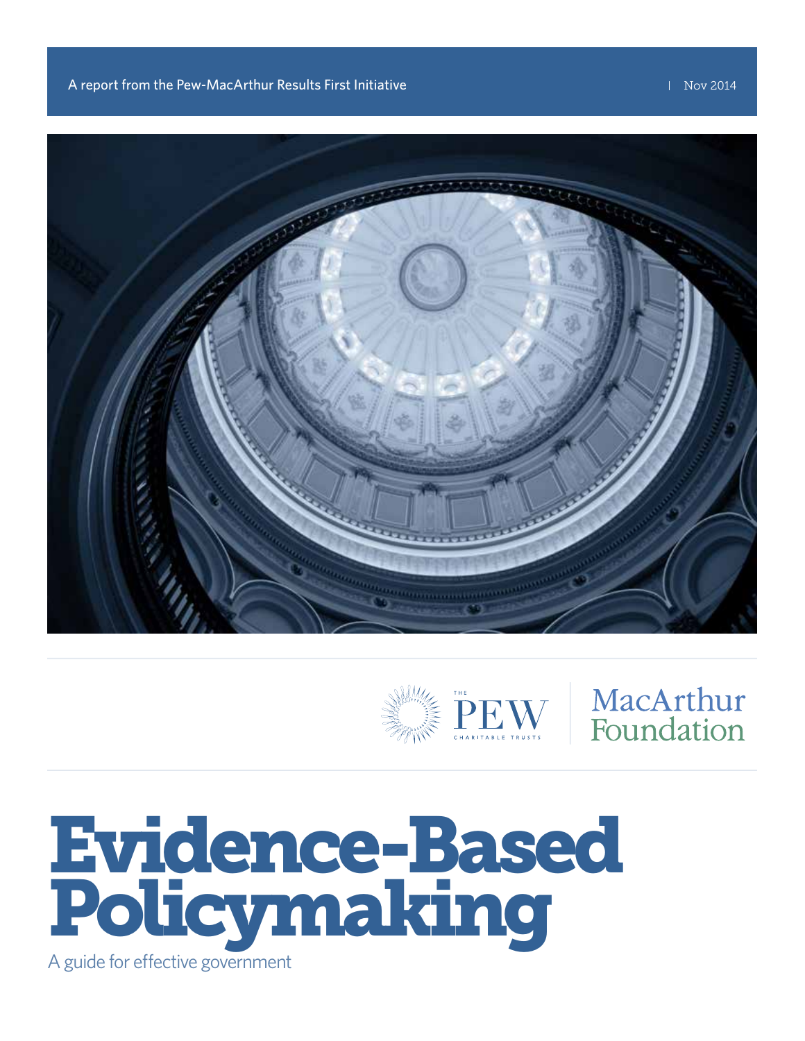A report from the Pew-MacArthur Results First Initiative | Nov 2014

THE PEW CHARITABLE TRUSTS | MacArthur Foundation

# Evidence-Based Policymaking

A guide for effective government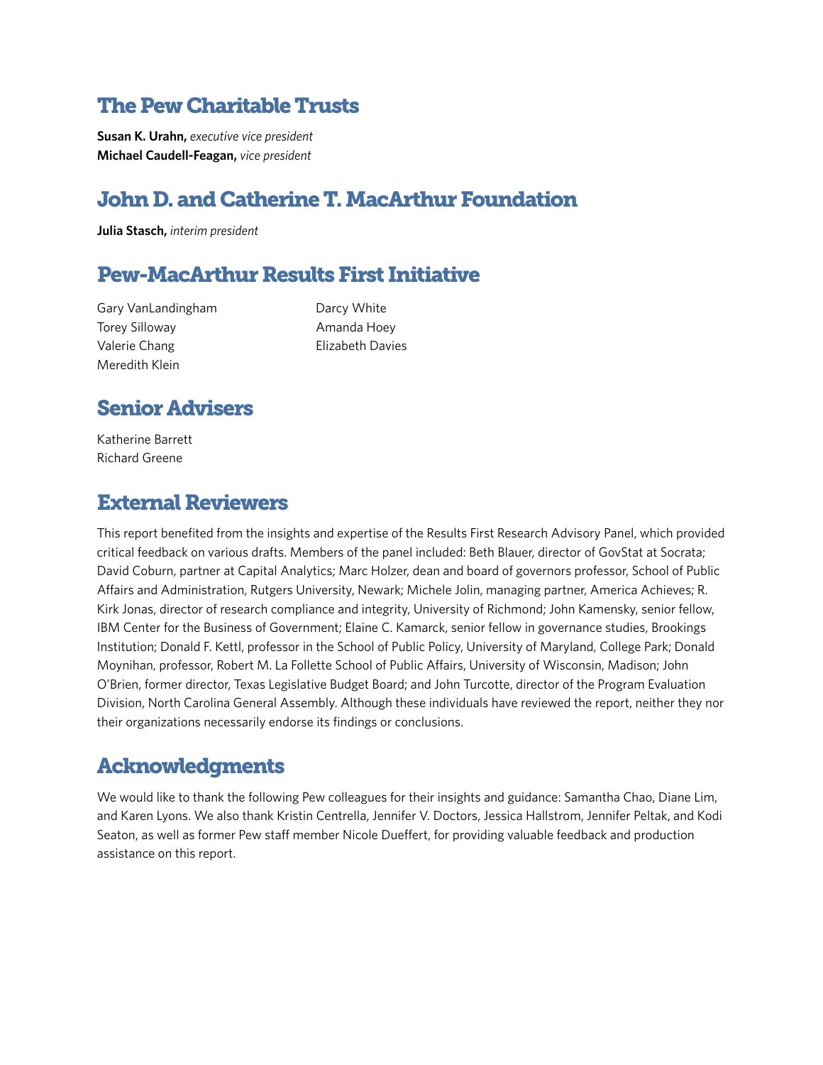## The Pew Charitable Trusts

**Susan K. Urahn,** *executive vice president*
**Michael Caudell-Feagan,** *vice president*

## John D. and Catherine T. MacArthur Foundation

**Julia Stasch,** *interim president*

## Pew-MacArthur Results First Initiative

Gary VanLandingham
Torey Silloway
Valerie Chang
Meredith Klein
Darcy White
Amanda Hoey
Elizabeth Davies

## Senior Advisers

Katherine Barrett
Richard Greene

## External Reviewers

This report benefited from the insights and expertise of the Results First Research Advisory Panel, which provided critical feedback on various drafts. Members of the panel included: Beth Blauer, director of GovStat at Socrata; David Coburn, partner at Capital Analytics; Marc Holzer, dean and board of governors professor, School of Public Affairs and Administration, Rutgers University, Newark; Michele Jolin, managing partner, America Achieves; R. Kirk Jonas, director of research compliance and integrity, University of Richmond; John Kamensky, senior fellow, IBM Center for the Business of Government; Elaine C. Kamarck, senior fellow in governance studies, Brookings Institution; Donald F. Kettl, professor in the School of Public Policy, University of Maryland, College Park; Donald Moynihan, professor, Robert M. La Follette School of Public Affairs, University of Wisconsin, Madison; John O'Brien, former director, Texas Legislative Budget Board; and John Turcotte, director of the Program Evaluation Division, North Carolina General Assembly. Although these individuals have reviewed the report, neither they nor their organizations necessarily endorse its findings or conclusions.

## Acknowledgments

We would like to thank the following Pew colleagues for their insights and guidance: Samantha Chao, Diane Lim, and Karen Lyons. We also thank Kristin Centrella, Jennifer V. Doctors, Jessica Hallstrom, Jennifer Peltak, and Kodi Seaton, as well as former Pew staff member Nicole Dueffert, for providing valuable feedback and production assistance on this report.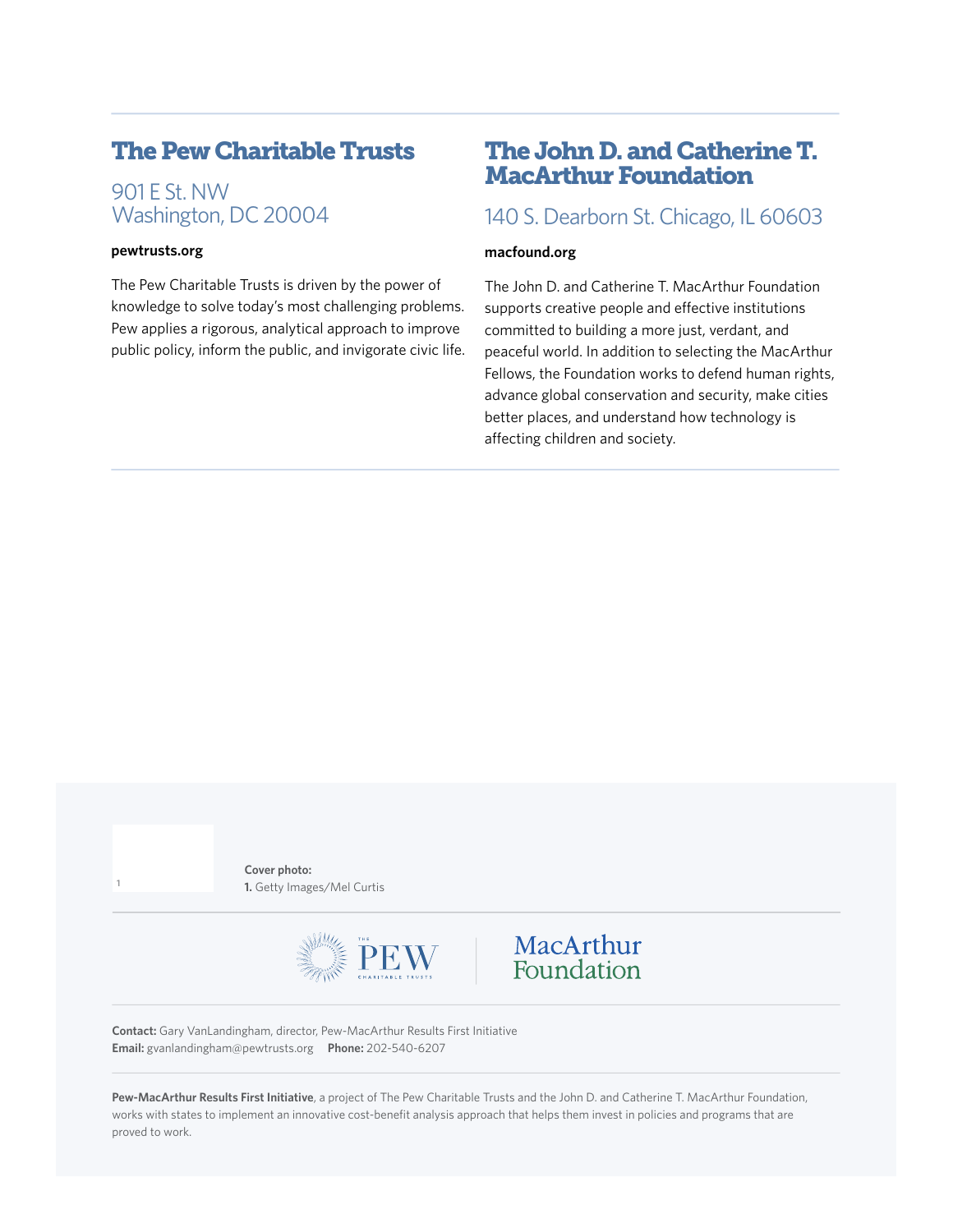## The Pew Charitable Trusts

901 E St. NW
Washington, DC 20004

**pewtrusts.org**

The Pew Charitable Trusts is driven by the power of knowledge to solve today's most challenging problems. Pew applies a rigorous, analytical approach to improve public policy, inform the public, and invigorate civic life.

## The John D. and Catherine T. MacArthur Foundation

140 S. Dearborn St. Chicago, IL 60603

**macfound.org**

The John D. and Catherine T. MacArthur Foundation supports creative people and effective institutions committed to building a more just, verdant, and peaceful world. In addition to selecting the MacArthur Fellows, the Foundation works to defend human rights, advance global conservation and security, make cities better places, and understand how technology is affecting children and society.

**Cover photo:**
**1.** Getty Images/Mel Curtis

**Contact:** Gary VanLandingham, director, Pew-MacArthur Results First Initiative
**Email:** gvanlandingham@pewtrusts.org **Phone:** 202-540-6207

**Pew-MacArthur Results First Initiative**, a project of The Pew Charitable Trusts and the John D. and Catherine T. MacArthur Foundation, works with states to implement an innovative cost-benefit analysis approach that helps them invest in policies and programs that are proved to work.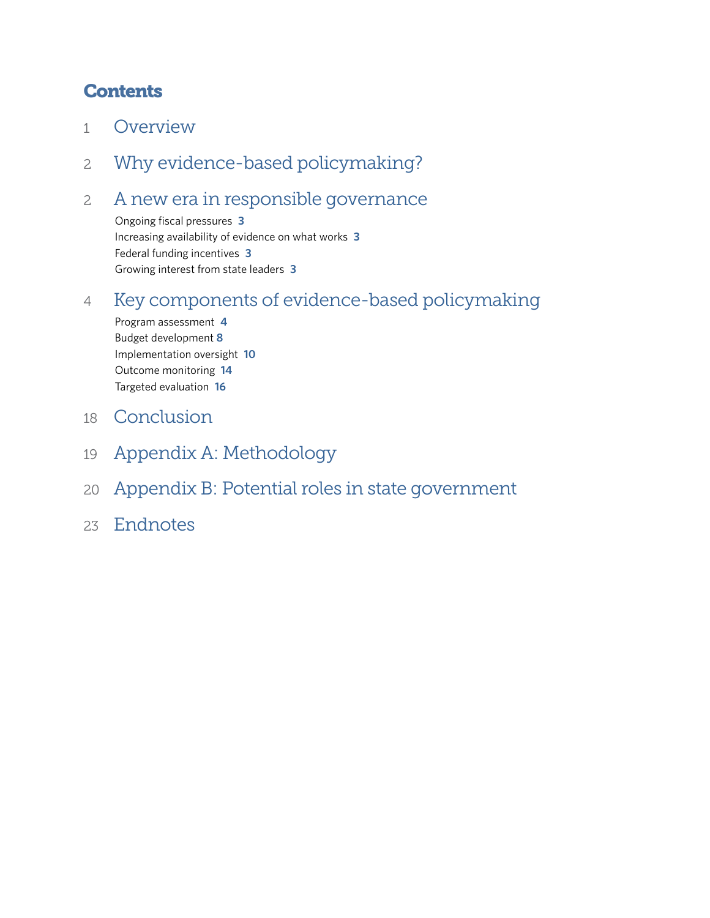# Contents

1 Overview

2 Why evidence-based policymaking?

2 A new era in responsible governance

- Ongoing fiscal pressures **3**
- Increasing availability of evidence on what works **3**
- Federal funding incentives **3**
- Growing interest from state leaders **3**

4 Key components of evidence-based policymaking

- Program assessment **4**
- Budget development **8**
- Implementation oversight **10**
- Outcome monitoring **14**
- Targeted evaluation **16**

18 Conclusion

19 Appendix A: Methodology

20 Appendix B: Potential roles in state government

23 Endnotes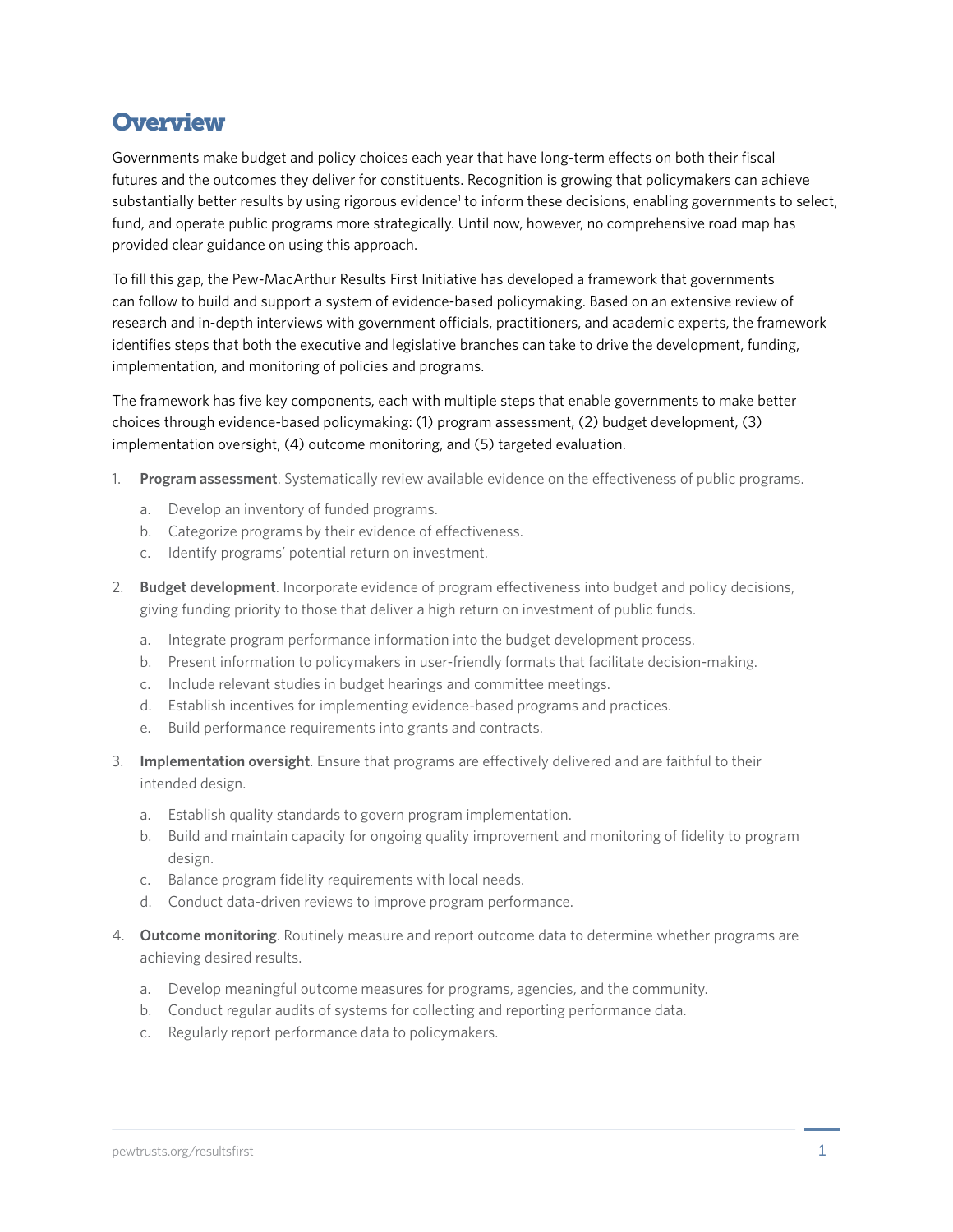# Overview

Governments make budget and policy choices each year that have long-term effects on both their fiscal futures and the outcomes they deliver for constituents. Recognition is growing that policymakers can achieve substantially better results by using rigorous evidence[1] to inform these decisions, enabling governments to select, fund, and operate public programs more strategically. Until now, however, no comprehensive road map has provided clear guidance on using this approach.

To fill this gap, the Pew-MacArthur Results First Initiative has developed a framework that governments can follow to build and support a system of evidence-based policymaking. Based on an extensive review of research and in-depth interviews with government officials, practitioners, and academic experts, the framework identifies steps that both the executive and legislative branches can take to drive the development, funding, implementation, and monitoring of policies and programs.

The framework has five key components, each with multiple steps that enable governments to make better choices through evidence-based policymaking: (1) program assessment, (2) budget development, (3) implementation oversight, (4) outcome monitoring, and (5) targeted evaluation.

1. **Program assessment**. Systematically review available evidence on the effectiveness of public programs.
    a. Develop an inventory of funded programs.
    b. Categorize programs by their evidence of effectiveness.
    c. Identify programs' potential return on investment.
2. **Budget development**. Incorporate evidence of program effectiveness into budget and policy decisions, giving funding priority to those that deliver a high return on investment of public funds.
    a. Integrate program performance information into the budget development process.
    b. Present information to policymakers in user-friendly formats that facilitate decision-making.
    c. Include relevant studies in budget hearings and committee meetings.
    d. Establish incentives for implementing evidence-based programs and practices.
    e. Build performance requirements into grants and contracts.
3. **Implementation oversight**. Ensure that programs are effectively delivered and are faithful to their intended design.
    a. Establish quality standards to govern program implementation.
    b. Build and maintain capacity for ongoing quality improvement and monitoring of fidelity to program design.
    c. Balance program fidelity requirements with local needs.
    d. Conduct data-driven reviews to improve program performance.
4. **Outcome monitoring**. Routinely measure and report outcome data to determine whether programs are achieving desired results.
    a. Develop meaningful outcome measures for programs, agencies, and the community.
    b. Conduct regular audits of systems for collecting and reporting performance data.
    c. Regularly report performance data to policymakers.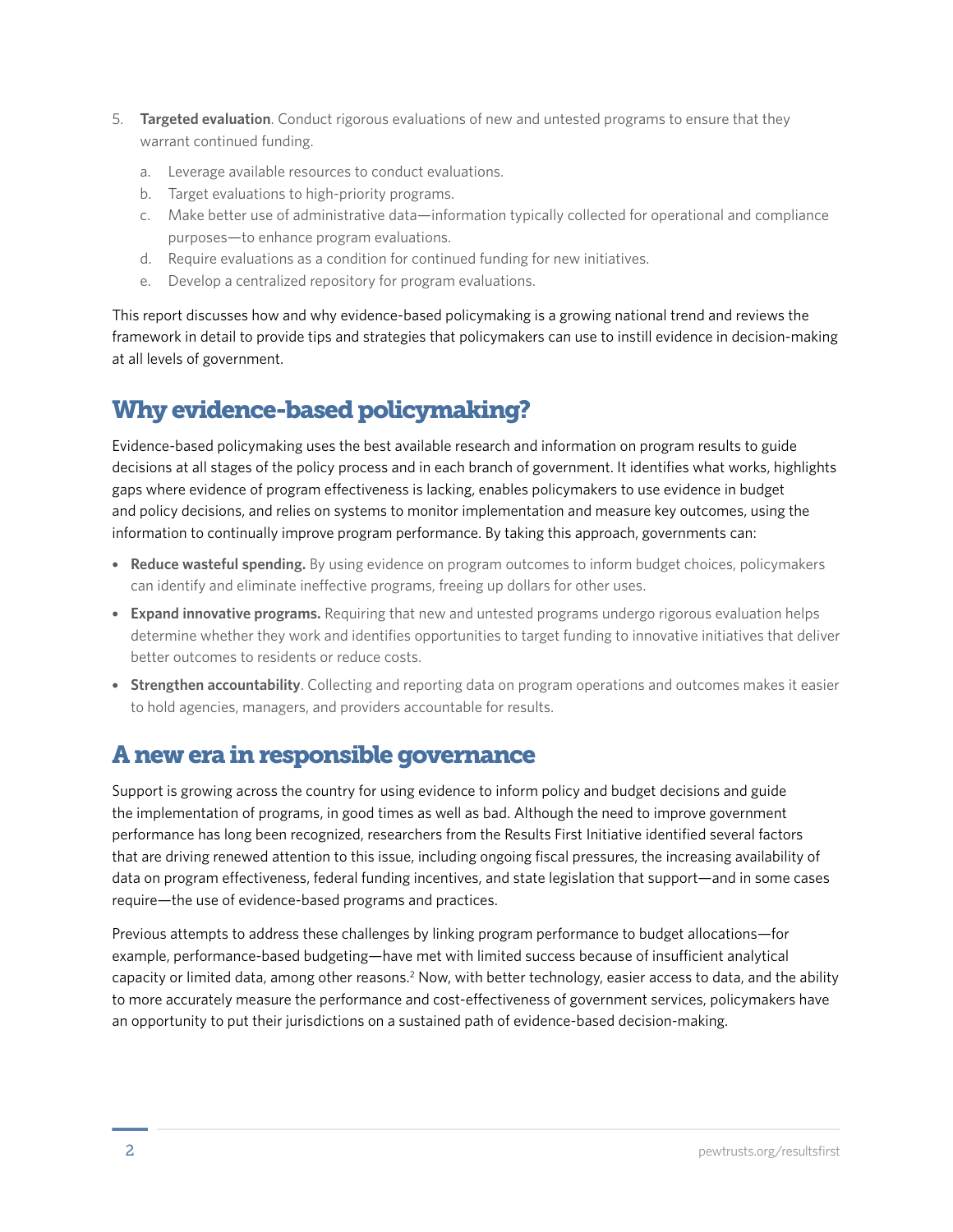5. **Targeted evaluation**. Conduct rigorous evaluations of new and untested programs to ensure that they warrant continued funding.
    a. Leverage available resources to conduct evaluations.
    b. Target evaluations to high-priority programs.
    c. Make better use of administrative data—information typically collected for operational and compliance purposes—to enhance program evaluations.
    d. Require evaluations as a condition for continued funding for new initiatives.
    e. Develop a centralized repository for program evaluations.

This report discusses how and why evidence-based policymaking is a growing national trend and reviews the framework in detail to provide tips and strategies that policymakers can use to instill evidence in decision-making at all levels of government.

## Why evidence-based policymaking?

Evidence-based policymaking uses the best available research and information on program results to guide decisions at all stages of the policy process and in each branch of government. It identifies what works, highlights gaps where evidence of program effectiveness is lacking, enables policymakers to use evidence in budget and policy decisions, and relies on systems to monitor implementation and measure key outcomes, using the information to continually improve program performance. By taking this approach, governments can:

- **Reduce wasteful spending.** By using evidence on program outcomes to inform budget choices, policymakers can identify and eliminate ineffective programs, freeing up dollars for other uses.
- **Expand innovative programs.** Requiring that new and untested programs undergo rigorous evaluation helps determine whether they work and identifies opportunities to target funding to innovative initiatives that deliver better outcomes to residents or reduce costs.
- **Strengthen accountability**. Collecting and reporting data on program operations and outcomes makes it easier to hold agencies, managers, and providers accountable for results.

## A new era in responsible governance

Support is growing across the country for using evidence to inform policy and budget decisions and guide the implementation of programs, in good times as well as bad. Although the need to improve government performance has long been recognized, researchers from the Results First Initiative identified several factors that are driving renewed attention to this issue, including ongoing fiscal pressures, the increasing availability of data on program effectiveness, federal funding incentives, and state legislation that support—and in some cases require—the use of evidence-based programs and practices.

Previous attempts to address these challenges by linking program performance to budget allocations—for example, performance-based budgeting—have met with limited success because of insufficient analytical capacity or limited data, among other reasons.[2] Now, with better technology, easier access to data, and the ability to more accurately measure the performance and cost-effectiveness of government services, policymakers have an opportunity to put their jurisdictions on a sustained path of evidence-based decision-making.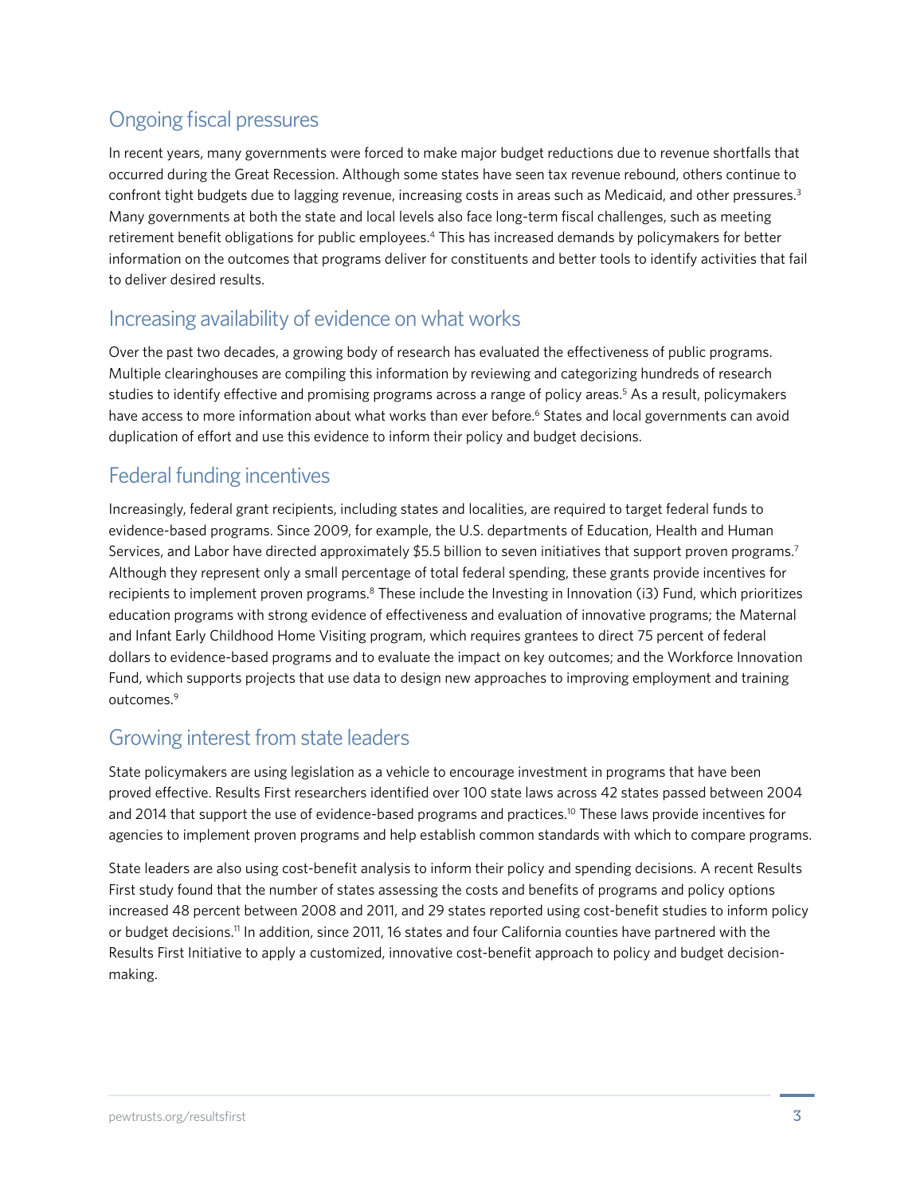## Ongoing fiscal pressures

In recent years, many governments were forced to make major budget reductions due to revenue shortfalls that occurred during the Great Recession. Although some states have seen tax revenue rebound, others continue to confront tight budgets due to lagging revenue, increasing costs in areas such as Medicaid, and other pressures.[3] Many governments at both the state and local levels also face long-term fiscal challenges, such as meeting retirement benefit obligations for public employees.[4] This has increased demands by policymakers for better information on the outcomes that programs deliver for constituents and better tools to identify activities that fail to deliver desired results.

## Increasing availability of evidence on what works

Over the past two decades, a growing body of research has evaluated the effectiveness of public programs. Multiple clearinghouses are compiling this information by reviewing and categorizing hundreds of research studies to identify effective and promising programs across a range of policy areas.[5] As a result, policymakers have access to more information about what works than ever before.[6] States and local governments can avoid duplication of effort and use this evidence to inform their policy and budget decisions.

## Federal funding incentives

Increasingly, federal grant recipients, including states and localities, are required to target federal funds to evidence-based programs. Since 2009, for example, the U.S. departments of Education, Health and Human Services, and Labor have directed approximately $5.5 billion to seven initiatives that support proven programs.[7] Although they represent only a small percentage of total federal spending, these grants provide incentives for recipients to implement proven programs.[8] These include the Investing in Innovation (i3) Fund, which prioritizes education programs with strong evidence of effectiveness and evaluation of innovative programs; the Maternal and Infant Early Childhood Home Visiting program, which requires grantees to direct 75 percent of federal dollars to evidence-based programs and to evaluate the impact on key outcomes; and the Workforce Innovation Fund, which supports projects that use data to design new approaches to improving employment and training outcomes.[9]

## Growing interest from state leaders

State policymakers are using legislation as a vehicle to encourage investment in programs that have been proved effective. Results First researchers identified over 100 state laws across 42 states passed between 2004 and 2014 that support the use of evidence-based programs and practices.[10] These laws provide incentives for agencies to implement proven programs and help establish common standards with which to compare programs.

State leaders are also using cost-benefit analysis to inform their policy and spending decisions. A recent Results First study found that the number of states assessing the costs and benefits of programs and policy options increased 48 percent between 2008 and 2011, and 29 states reported using cost-benefit studies to inform policy or budget decisions.[11] In addition, since 2011, 16 states and four California counties have partnered with the Results First Initiative to apply a customized, innovative cost-benefit approach to policy and budget decision-making.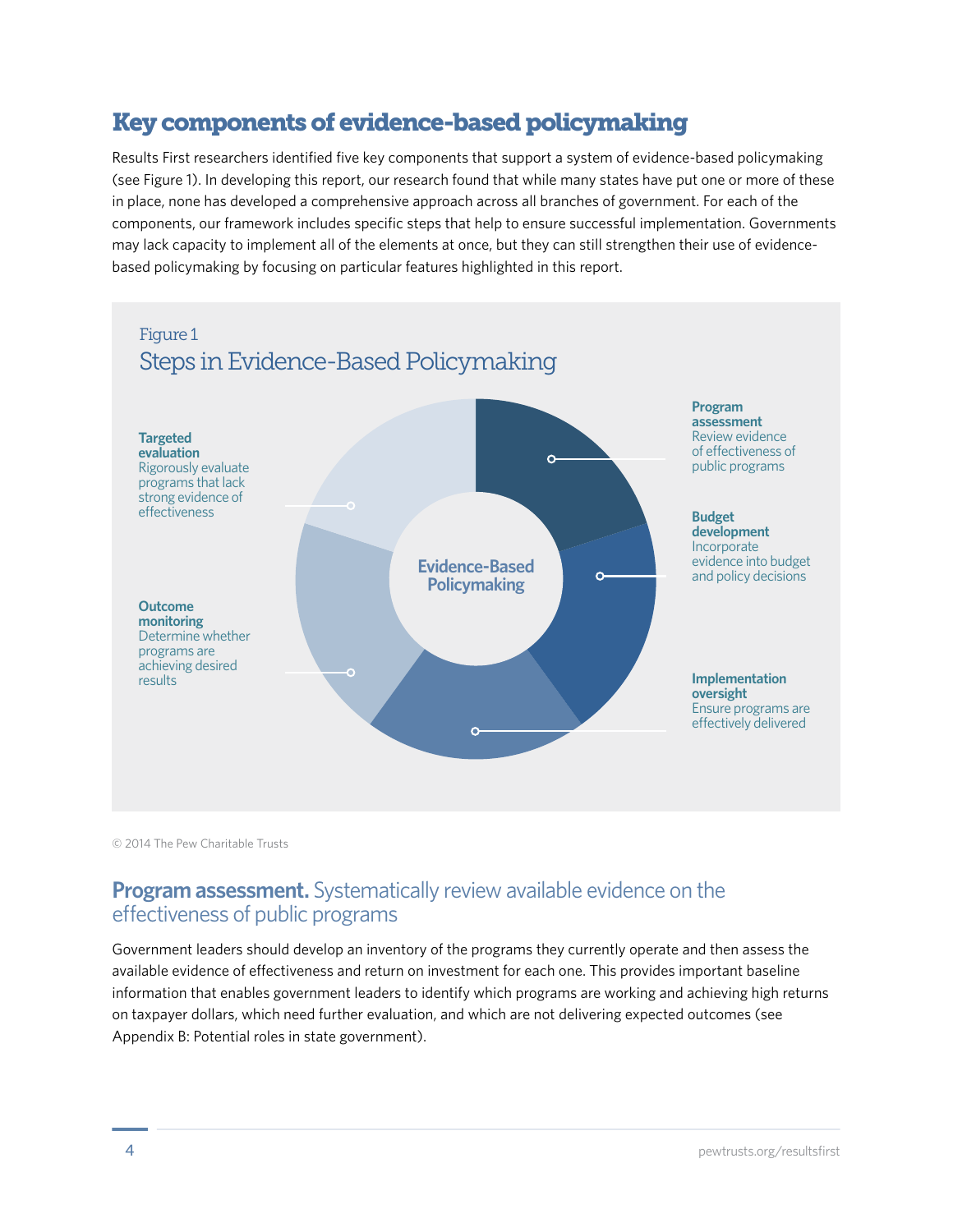## Key components of evidence-based policymaking

Results First researchers identified five key components that support a system of evidence-based policymaking (see Figure 1). In developing this report, our research found that while many states have put one or more of these in place, none has developed a comprehensive approach across all branches of government. For each of the components, our framework includes specific steps that help to ensure successful implementation. Governments may lack capacity to implement all of the elements at once, but they can still strengthen their use of evidence-based policymaking by focusing on particular features highlighted in this report.

Figure 1
Steps in Evidence-Based Policymaking

**Evidence-Based Policymaking**

- **Program assessment** Review evidence of effectiveness of public programs
- **Budget development** Incorporate evidence into budget and policy decisions
- **Implementation oversight** Ensure programs are effectively delivered
- **Outcome monitoring** Determine whether programs are achieving desired results
- **Targeted evaluation** Rigorously evaluate programs that lack strong evidence of effectiveness

© 2014 The Pew Charitable Trusts

### **Program assessment.** Systematically review available evidence on the effectiveness of public programs

Government leaders should develop an inventory of the programs they currently operate and then assess the available evidence of effectiveness and return on investment for each one. This provides important baseline information that enables government leaders to identify which programs are working and achieving high returns on taxpayer dollars, which need further evaluation, and which are not delivering expected outcomes (see Appendix B: Potential roles in state government).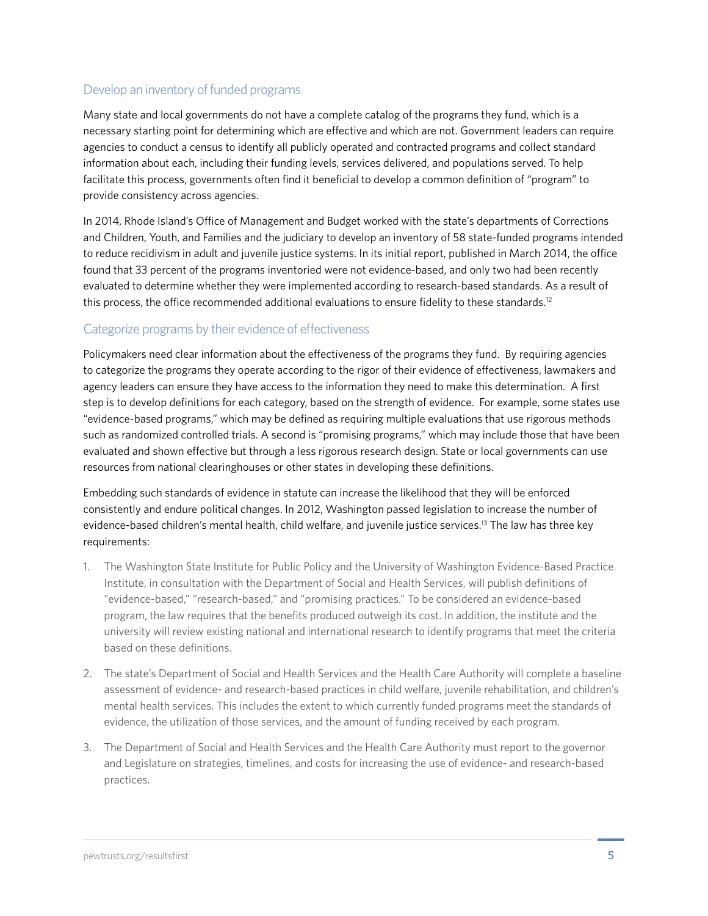## Develop an inventory of funded programs

Many state and local governments do not have a complete catalog of the programs they fund, which is a necessary starting point for determining which are effective and which are not. Government leaders can require agencies to conduct a census to identify all publicly operated and contracted programs and collect standard information about each, including their funding levels, services delivered, and populations served. To help facilitate this process, governments often find it beneficial to develop a common definition of "program" to provide consistency across agencies.

In 2014, Rhode Island's Office of Management and Budget worked with the state's departments of Corrections and Children, Youth, and Families and the judiciary to develop an inventory of 58 state-funded programs intended to reduce recidivism in adult and juvenile justice systems. In its initial report, published in March 2014, the office found that 33 percent of the programs inventoried were not evidence-based, and only two had been recently evaluated to determine whether they were implemented according to research-based standards. As a result of this process, the office recommended additional evaluations to ensure fidelity to these standards.[12]

## Categorize programs by their evidence of effectiveness

Policymakers need clear information about the effectiveness of the programs they fund. By requiring agencies to categorize the programs they operate according to the rigor of their evidence of effectiveness, lawmakers and agency leaders can ensure they have access to the information they need to make this determination. A first step is to develop definitions for each category, based on the strength of evidence. For example, some states use "evidence-based programs," which may be defined as requiring multiple evaluations that use rigorous methods such as randomized controlled trials. A second is "promising programs," which may include those that have been evaluated and shown effective but through a less rigorous research design. State or local governments can use resources from national clearinghouses or other states in developing these definitions.

Embedding such standards of evidence in statute can increase the likelihood that they will be enforced consistently and endure political changes. In 2012, Washington passed legislation to increase the number of evidence-based children's mental health, child welfare, and juvenile justice services.[13] The law has three key requirements:

1. The Washington State Institute for Public Policy and the University of Washington Evidence-Based Practice Institute, in consultation with the Department of Social and Health Services, will publish definitions of "evidence-based," "research-based," and "promising practices." To be considered an evidence-based program, the law requires that the benefits produced outweigh its cost. In addition, the institute and the university will review existing national and international research to identify programs that meet the criteria based on these definitions.

2. The state's Department of Social and Health Services and the Health Care Authority will complete a baseline assessment of evidence- and research-based practices in child welfare, juvenile rehabilitation, and children's mental health services. This includes the extent to which currently funded programs meet the standards of evidence, the utilization of those services, and the amount of funding received by each program.

3. The Department of Social and Health Services and the Health Care Authority must report to the governor and Legislature on strategies, timelines, and costs for increasing the use of evidence- and research-based practices.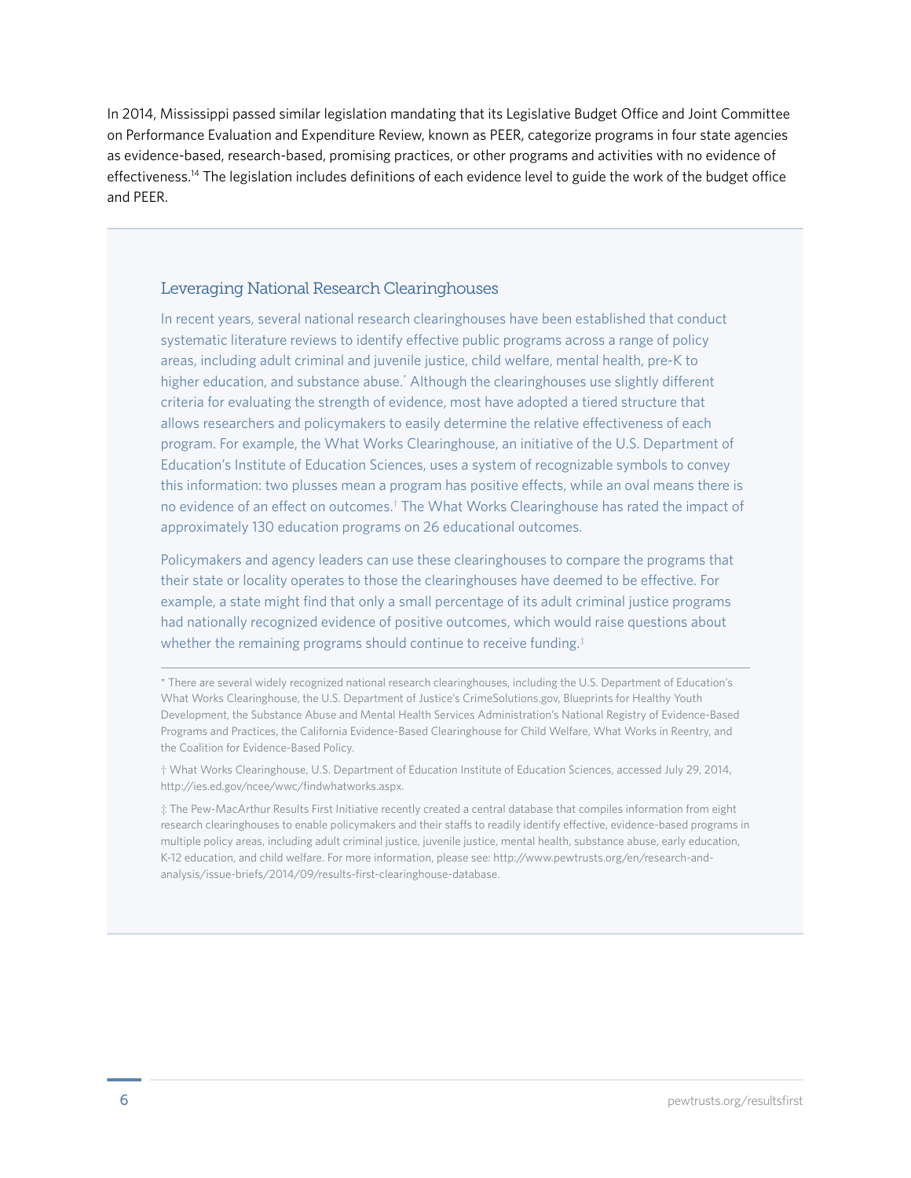In 2014, Mississippi passed similar legislation mandating that its Legislative Budget Office and Joint Committee on Performance Evaluation and Expenditure Review, known as PEER, categorize programs in four state agencies as evidence-based, research-based, promising practices, or other programs and activities with no evidence of effectiveness.[14] The legislation includes definitions of each evidence level to guide the work of the budget office and PEER.

### Leveraging National Research Clearinghouses

In recent years, several national research clearinghouses have been established that conduct systematic literature reviews to identify effective public programs across a range of policy areas, including adult criminal and juvenile justice, child welfare, mental health, pre-K to higher education, and substance abuse.[*] Although the clearinghouses use slightly different criteria for evaluating the strength of evidence, most have adopted a tiered structure that allows researchers and policymakers to easily determine the relative effectiveness of each program. For example, the What Works Clearinghouse, an initiative of the U.S. Department of Education's Institute of Education Sciences, uses a system of recognizable symbols to convey this information: two plusses mean a program has positive effects, while an oval means there is no evidence of an effect on outcomes.[†] The What Works Clearinghouse has rated the impact of approximately 130 education programs on 26 educational outcomes.

Policymakers and agency leaders can use these clearinghouses to compare the programs that their state or locality operates to those the clearinghouses have deemed to be effective. For example, a state might find that only a small percentage of its adult criminal justice programs had nationally recognized evidence of positive outcomes, which would raise questions about whether the remaining programs should continue to receive funding.[‡]

---

* There are several widely recognized national research clearinghouses, including the U.S. Department of Education's What Works Clearinghouse, the U.S. Department of Justice's CrimeSolutions.gov, Blueprints for Healthy Youth Development, the Substance Abuse and Mental Health Services Administration's National Registry of Evidence-Based Programs and Practices, the California Evidence-Based Clearinghouse for Child Welfare, What Works in Reentry, and the Coalition for Evidence-Based Policy.

† What Works Clearinghouse, U.S. Department of Education Institute of Education Sciences, accessed July 29, 2014, http://ies.ed.gov/ncee/wwc/findwhatworks.aspx.

‡ The Pew-MacArthur Results First Initiative recently created a central database that compiles information from eight research clearinghouses to enable policymakers and their staffs to readily identify effective, evidence-based programs in multiple policy areas, including adult criminal justice, juvenile justice, mental health, substance abuse, early education, K-12 education, and child welfare. For more information, please see: http://www.pewtrusts.org/en/research-and-analysis/issue-briefs/2014/09/results-first-clearinghouse-database.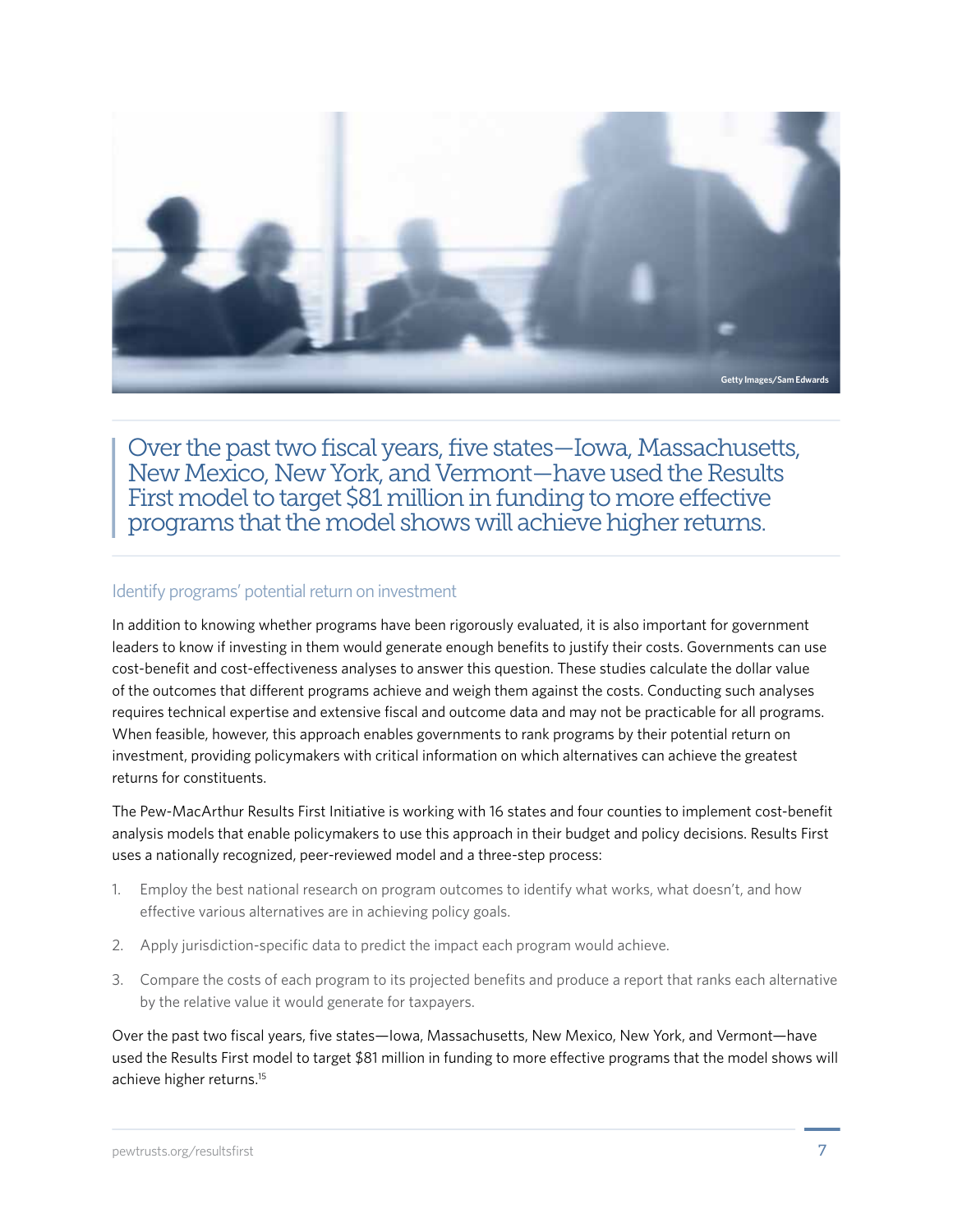Getty Images/Sam Edwards

> Over the past two fiscal years, five states—Iowa, Massachusetts, New Mexico, New York, and Vermont—have used the Results First model to target $81 million in funding to more effective programs that the model shows will achieve higher returns.

### Identify programs' potential return on investment

In addition to knowing whether programs have been rigorously evaluated, it is also important for government leaders to know if investing in them would generate enough benefits to justify their costs. Governments can use cost-benefit and cost-effectiveness analyses to answer this question. These studies calculate the dollar value of the outcomes that different programs achieve and weigh them against the costs. Conducting such analyses requires technical expertise and extensive fiscal and outcome data and may not be practicable for all programs. When feasible, however, this approach enables governments to rank programs by their potential return on investment, providing policymakers with critical information on which alternatives can achieve the greatest returns for constituents.

The Pew-MacArthur Results First Initiative is working with 16 states and four counties to implement cost-benefit analysis models that enable policymakers to use this approach in their budget and policy decisions. Results First uses a nationally recognized, peer-reviewed model and a three-step process:

1. Employ the best national research on program outcomes to identify what works, what doesn't, and how effective various alternatives are in achieving policy goals.
2. Apply jurisdiction-specific data to predict the impact each program would achieve.
3. Compare the costs of each program to its projected benefits and produce a report that ranks each alternative by the relative value it would generate for taxpayers.

Over the past two fiscal years, five states—Iowa, Massachusetts, New Mexico, New York, and Vermont—have used the Results First model to target $81 million in funding to more effective programs that the model shows will achieve higher returns.[15]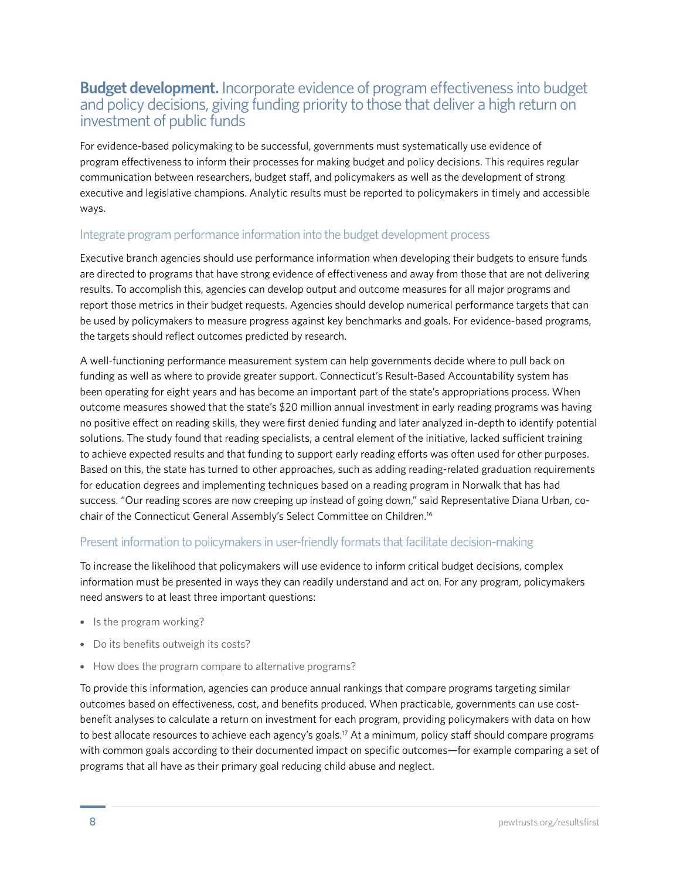## **Budget development.** Incorporate evidence of program effectiveness into budget and policy decisions, giving funding priority to those that deliver a high return on investment of public funds

For evidence-based policymaking to be successful, governments must systematically use evidence of program effectiveness to inform their processes for making budget and policy decisions. This requires regular communication between researchers, budget staff, and policymakers as well as the development of strong executive and legislative champions. Analytic results must be reported to policymakers in timely and accessible ways.

### Integrate program performance information into the budget development process

Executive branch agencies should use performance information when developing their budgets to ensure funds are directed to programs that have strong evidence of effectiveness and away from those that are not delivering results. To accomplish this, agencies can develop output and outcome measures for all major programs and report those metrics in their budget requests. Agencies should develop numerical performance targets that can be used by policymakers to measure progress against key benchmarks and goals. For evidence-based programs, the targets should reflect outcomes predicted by research.

A well-functioning performance measurement system can help governments decide where to pull back on funding as well as where to provide greater support. Connecticut's Result-Based Accountability system has been operating for eight years and has become an important part of the state's appropriations process. When outcome measures showed that the state's $20 million annual investment in early reading programs was having no positive effect on reading skills, they were first denied funding and later analyzed in-depth to identify potential solutions. The study found that reading specialists, a central element of the initiative, lacked sufficient training to achieve expected results and that funding to support early reading efforts was often used for other purposes. Based on this, the state has turned to other approaches, such as adding reading-related graduation requirements for education degrees and implementing techniques based on a reading program in Norwalk that has had success. "Our reading scores are now creeping up instead of going down," said Representative Diana Urban, co-chair of the Connecticut General Assembly's Select Committee on Children.[16]

### Present information to policymakers in user-friendly formats that facilitate decision-making

To increase the likelihood that policymakers will use evidence to inform critical budget decisions, complex information must be presented in ways they can readily understand and act on. For any program, policymakers need answers to at least three important questions:

- Is the program working?
- Do its benefits outweigh its costs?
- How does the program compare to alternative programs?

To provide this information, agencies can produce annual rankings that compare programs targeting similar outcomes based on effectiveness, cost, and benefits produced. When practicable, governments can use cost-benefit analyses to calculate a return on investment for each program, providing policymakers with data on how to best allocate resources to achieve each agency's goals.[17] At a minimum, policy staff should compare programs with common goals according to their documented impact on specific outcomes—for example comparing a set of programs that all have as their primary goal reducing child abuse and neglect.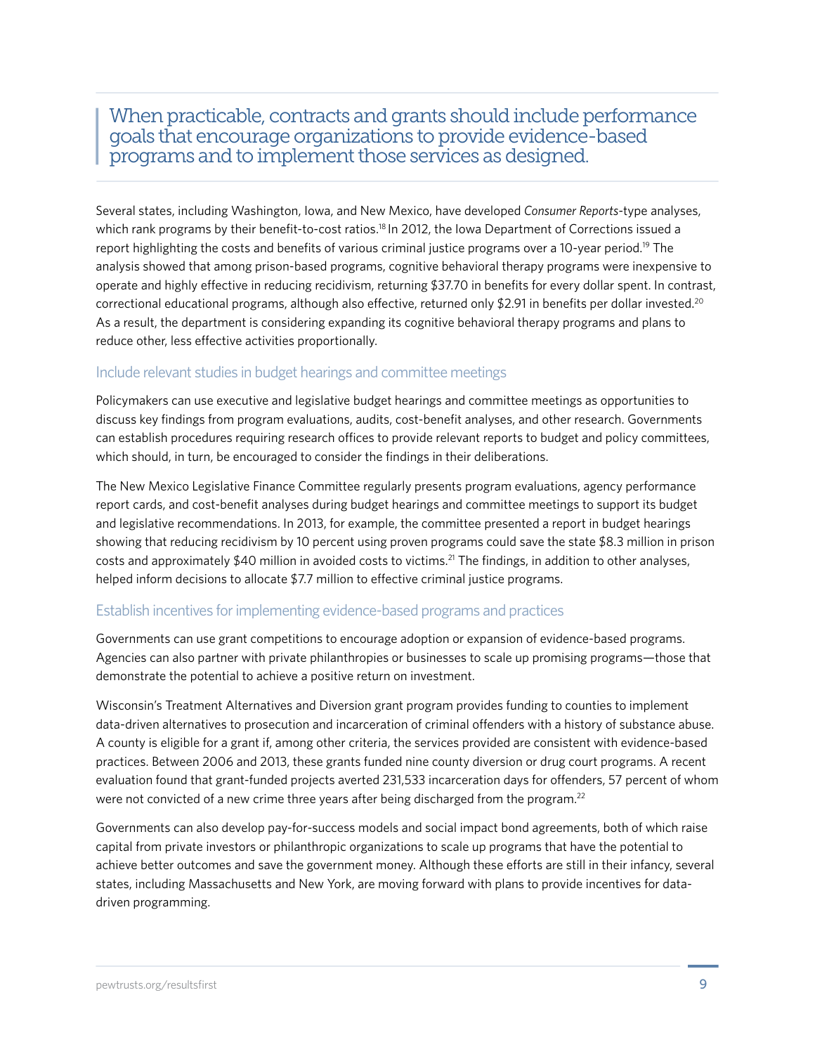> When practicable, contracts and grants should include performance goals that encourage organizations to provide evidence-based programs and to implement those services as designed.

Several states, including Washington, Iowa, and New Mexico, have developed *Consumer Reports*-type analyses, which rank programs by their benefit-to-cost ratios.[18] In 2012, the Iowa Department of Corrections issued a report highlighting the costs and benefits of various criminal justice programs over a 10-year period.[19] The analysis showed that among prison-based programs, cognitive behavioral therapy programs were inexpensive to operate and highly effective in reducing recidivism, returning $37.70 in benefits for every dollar spent. In contrast, correctional educational programs, although also effective, returned only $2.91 in benefits per dollar invested.[20] As a result, the department is considering expanding its cognitive behavioral therapy programs and plans to reduce other, less effective activities proportionally.

### Include relevant studies in budget hearings and committee meetings

Policymakers can use executive and legislative budget hearings and committee meetings as opportunities to discuss key findings from program evaluations, audits, cost-benefit analyses, and other research. Governments can establish procedures requiring research offices to provide relevant reports to budget and policy committees, which should, in turn, be encouraged to consider the findings in their deliberations.

The New Mexico Legislative Finance Committee regularly presents program evaluations, agency performance report cards, and cost-benefit analyses during budget hearings and committee meetings to support its budget and legislative recommendations. In 2013, for example, the committee presented a report in budget hearings showing that reducing recidivism by 10 percent using proven programs could save the state $8.3 million in prison costs and approximately $40 million in avoided costs to victims.[21] The findings, in addition to other analyses, helped inform decisions to allocate $7.7 million to effective criminal justice programs.

### Establish incentives for implementing evidence-based programs and practices

Governments can use grant competitions to encourage adoption or expansion of evidence-based programs. Agencies can also partner with private philanthropies or businesses to scale up promising programs—those that demonstrate the potential to achieve a positive return on investment.

Wisconsin's Treatment Alternatives and Diversion grant program provides funding to counties to implement data-driven alternatives to prosecution and incarceration of criminal offenders with a history of substance abuse. A county is eligible for a grant if, among other criteria, the services provided are consistent with evidence-based practices. Between 2006 and 2013, these grants funded nine county diversion or drug court programs. A recent evaluation found that grant-funded projects averted 231,533 incarceration days for offenders, 57 percent of whom were not convicted of a new crime three years after being discharged from the program.[22]

Governments can also develop pay-for-success models and social impact bond agreements, both of which raise capital from private investors or philanthropic organizations to scale up programs that have the potential to achieve better outcomes and save the government money. Although these efforts are still in their infancy, several states, including Massachusetts and New York, are moving forward with plans to provide incentives for data-driven programming.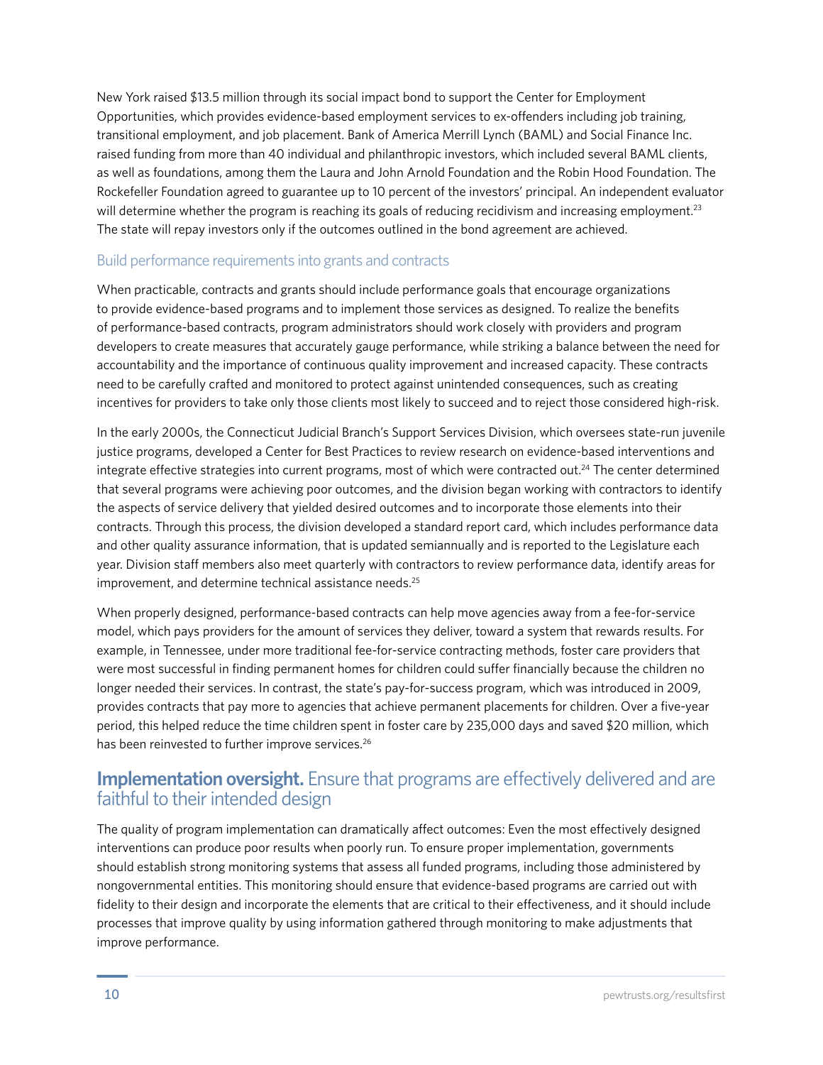New York raised $13.5 million through its social impact bond to support the Center for Employment Opportunities, which provides evidence-based employment services to ex-offenders including job training, transitional employment, and job placement. Bank of America Merrill Lynch (BAML) and Social Finance Inc. raised funding from more than 40 individual and philanthropic investors, which included several BAML clients, as well as foundations, among them the Laura and John Arnold Foundation and the Robin Hood Foundation. The Rockefeller Foundation agreed to guarantee up to 10 percent of the investors' principal. An independent evaluator will determine whether the program is reaching its goals of reducing recidivism and increasing employment.[23] The state will repay investors only if the outcomes outlined in the bond agreement are achieved.

### Build performance requirements into grants and contracts

When practicable, contracts and grants should include performance goals that encourage organizations to provide evidence-based programs and to implement those services as designed. To realize the benefits of performance-based contracts, program administrators should work closely with providers and program developers to create measures that accurately gauge performance, while striking a balance between the need for accountability and the importance of continuous quality improvement and increased capacity. These contracts need to be carefully crafted and monitored to protect against unintended consequences, such as creating incentives for providers to take only those clients most likely to succeed and to reject those considered high-risk.

In the early 2000s, the Connecticut Judicial Branch's Support Services Division, which oversees state-run juvenile justice programs, developed a Center for Best Practices to review research on evidence-based interventions and integrate effective strategies into current programs, most of which were contracted out.[24] The center determined that several programs were achieving poor outcomes, and the division began working with contractors to identify the aspects of service delivery that yielded desired outcomes and to incorporate those elements into their contracts. Through this process, the division developed a standard report card, which includes performance data and other quality assurance information, that is updated semiannually and is reported to the Legislature each year. Division staff members also meet quarterly with contractors to review performance data, identify areas for improvement, and determine technical assistance needs.[25]

When properly designed, performance-based contracts can help move agencies away from a fee-for-service model, which pays providers for the amount of services they deliver, toward a system that rewards results. For example, in Tennessee, under more traditional fee-for-service contracting methods, foster care providers that were most successful in finding permanent homes for children could suffer financially because the children no longer needed their services. In contrast, the state's pay-for-success program, which was introduced in 2009, provides contracts that pay more to agencies that achieve permanent placements for children. Over a five-year period, this helped reduce the time children spent in foster care by 235,000 days and saved $20 million, which has been reinvested to further improve services.[26]

## **Implementation oversight.** Ensure that programs are effectively delivered and are faithful to their intended design

The quality of program implementation can dramatically affect outcomes: Even the most effectively designed interventions can produce poor results when poorly run. To ensure proper implementation, governments should establish strong monitoring systems that assess all funded programs, including those administered by nongovernmental entities. This monitoring should ensure that evidence-based programs are carried out with fidelity to their design and incorporate the elements that are critical to their effectiveness, and it should include processes that improve quality by using information gathered through monitoring to make adjustments that improve performance.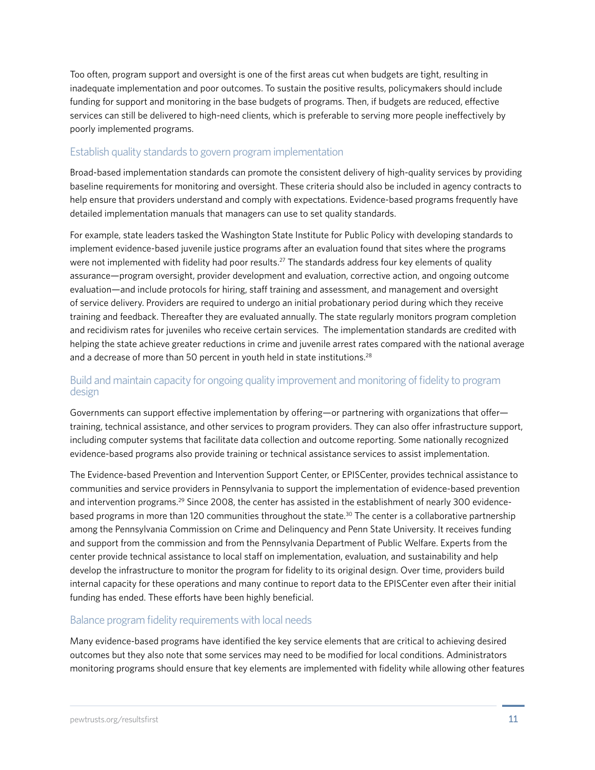Too often, program support and oversight is one of the first areas cut when budgets are tight, resulting in inadequate implementation and poor outcomes. To sustain the positive results, policymakers should include funding for support and monitoring in the base budgets of programs. Then, if budgets are reduced, effective services can still be delivered to high-need clients, which is preferable to serving more people ineffectively by poorly implemented programs.

### Establish quality standards to govern program implementation

Broad-based implementation standards can promote the consistent delivery of high-quality services by providing baseline requirements for monitoring and oversight. These criteria should also be included in agency contracts to help ensure that providers understand and comply with expectations. Evidence-based programs frequently have detailed implementation manuals that managers can use to set quality standards.

For example, state leaders tasked the Washington State Institute for Public Policy with developing standards to implement evidence-based juvenile justice programs after an evaluation found that sites where the programs were not implemented with fidelity had poor results.[27] The standards address four key elements of quality assurance—program oversight, provider development and evaluation, corrective action, and ongoing outcome evaluation—and include protocols for hiring, staff training and assessment, and management and oversight of service delivery. Providers are required to undergo an initial probationary period during which they receive training and feedback. Thereafter they are evaluated annually. The state regularly monitors program completion and recidivism rates for juveniles who receive certain services. The implementation standards are credited with helping the state achieve greater reductions in crime and juvenile arrest rates compared with the national average and a decrease of more than 50 percent in youth held in state institutions.[28]

### Build and maintain capacity for ongoing quality improvement and monitoring of fidelity to program design

Governments can support effective implementation by offering—or partnering with organizations that offer—training, technical assistance, and other services to program providers. They can also offer infrastructure support, including computer systems that facilitate data collection and outcome reporting. Some nationally recognized evidence-based programs also provide training or technical assistance services to assist implementation.

The Evidence-based Prevention and Intervention Support Center, or EPISCenter, provides technical assistance to communities and service providers in Pennsylvania to support the implementation of evidence-based prevention and intervention programs.[29] Since 2008, the center has assisted in the establishment of nearly 300 evidence-based programs in more than 120 communities throughout the state.[30] The center is a collaborative partnership among the Pennsylvania Commission on Crime and Delinquency and Penn State University. It receives funding and support from the commission and from the Pennsylvania Department of Public Welfare. Experts from the center provide technical assistance to local staff on implementation, evaluation, and sustainability and help develop the infrastructure to monitor the program for fidelity to its original design. Over time, providers build internal capacity for these operations and many continue to report data to the EPISCenter even after their initial funding has ended. These efforts have been highly beneficial.

### Balance program fidelity requirements with local needs

Many evidence-based programs have identified the key service elements that are critical to achieving desired outcomes but they also note that some services may need to be modified for local conditions. Administrators monitoring programs should ensure that key elements are implemented with fidelity while allowing other features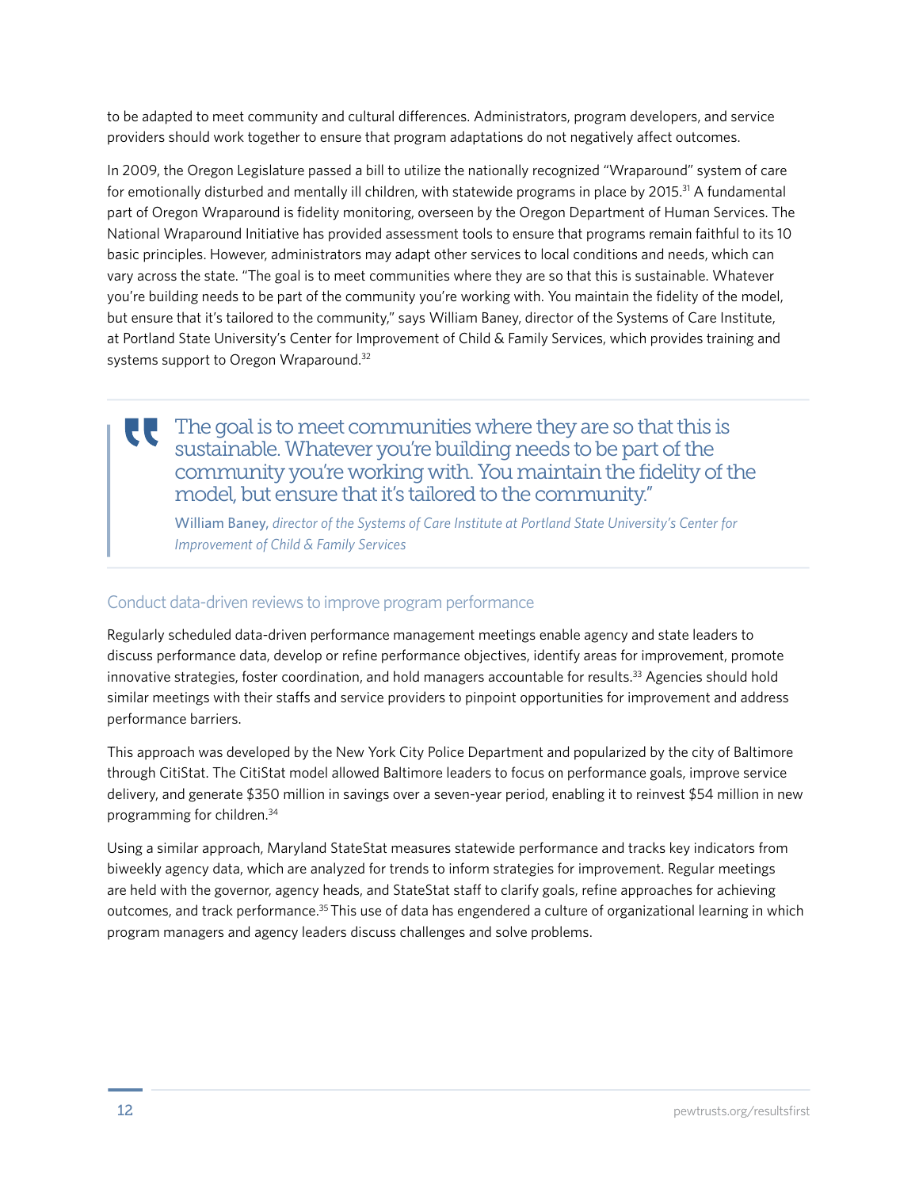to be adapted to meet community and cultural differences. Administrators, program developers, and service providers should work together to ensure that program adaptations do not negatively affect outcomes.

In 2009, the Oregon Legislature passed a bill to utilize the nationally recognized "Wraparound" system of care for emotionally disturbed and mentally ill children, with statewide programs in place by 2015.[31] A fundamental part of Oregon Wraparound is fidelity monitoring, overseen by the Oregon Department of Human Services. The National Wraparound Initiative has provided assessment tools to ensure that programs remain faithful to its 10 basic principles. However, administrators may adapt other services to local conditions and needs, which can vary across the state. "The goal is to meet communities where they are so that this is sustainable. Whatever you're building needs to be part of the community you're working with. You maintain the fidelity of the model, but ensure that it's tailored to the community," says William Baney, director of the Systems of Care Institute, at Portland State University's Center for Improvement of Child & Family Services, which provides training and systems support to Oregon Wraparound.[32]

> "The goal is to meet communities where they are so that this is sustainable. Whatever you're building needs to be part of the community you're working with. You maintain the fidelity of the model, but ensure that it's tailored to the community."
>
> **William Baney,** *director of the Systems of Care Institute at Portland State University's Center for Improvement of Child & Family Services*

### Conduct data-driven reviews to improve program performance

Regularly scheduled data-driven performance management meetings enable agency and state leaders to discuss performance data, develop or refine performance objectives, identify areas for improvement, promote innovative strategies, foster coordination, and hold managers accountable for results.[33] Agencies should hold similar meetings with their staffs and service providers to pinpoint opportunities for improvement and address performance barriers.

This approach was developed by the New York City Police Department and popularized by the city of Baltimore through CitiStat. The CitiStat model allowed Baltimore leaders to focus on performance goals, improve service delivery, and generate $350 million in savings over a seven-year period, enabling it to reinvest $54 million in new programming for children.[34]

Using a similar approach, Maryland StateStat measures statewide performance and tracks key indicators from biweekly agency data, which are analyzed for trends to inform strategies for improvement. Regular meetings are held with the governor, agency heads, and StateStat staff to clarify goals, refine approaches for achieving outcomes, and track performance.[35] This use of data has engendered a culture of organizational learning in which program managers and agency leaders discuss challenges and solve problems.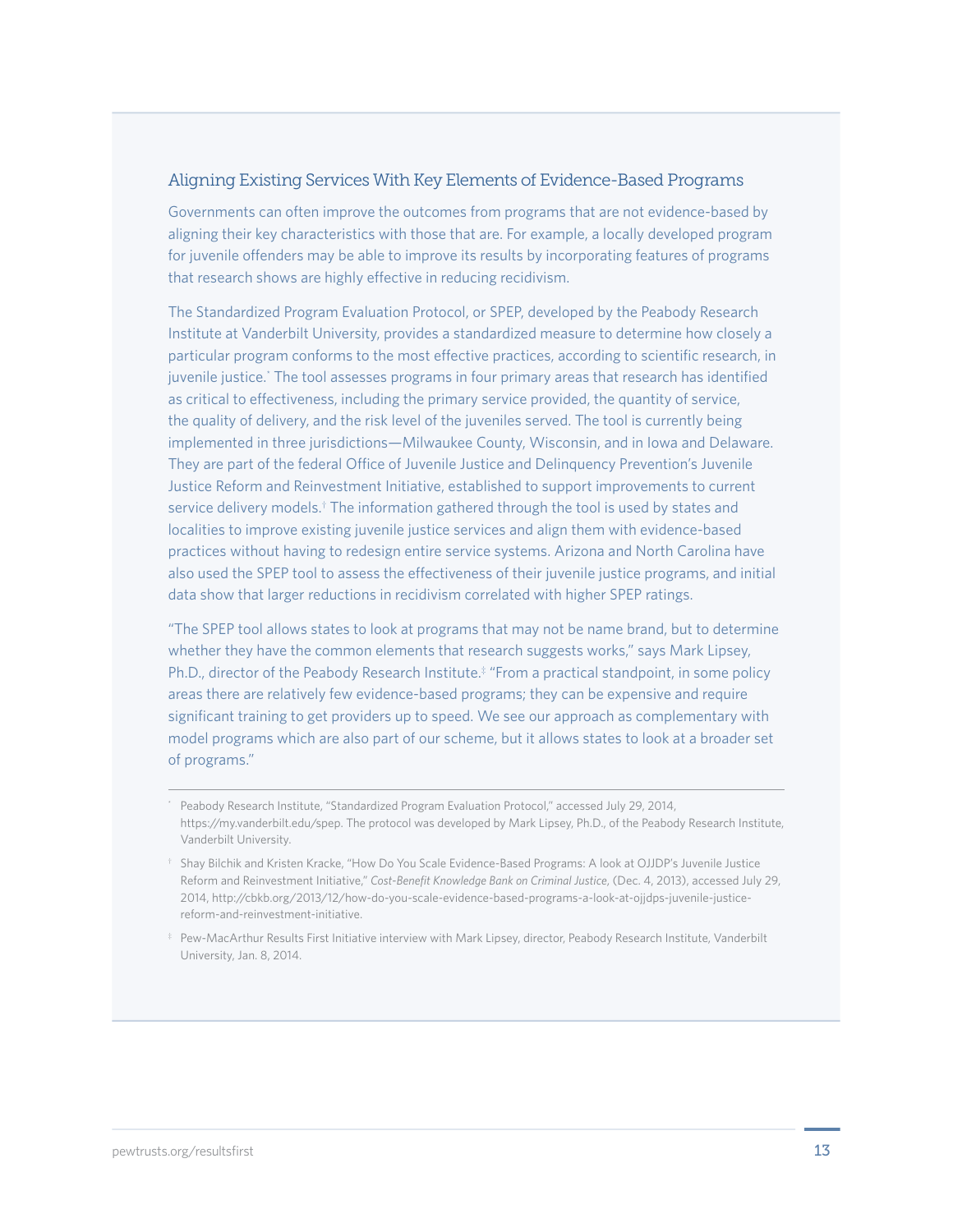### Aligning Existing Services With Key Elements of Evidence-Based Programs

Governments can often improve the outcomes from programs that are not evidence-based by aligning their key characteristics with those that are. For example, a locally developed program for juvenile offenders may be able to improve its results by incorporating features of programs that research shows are highly effective in reducing recidivism.

The Standardized Program Evaluation Protocol, or SPEP, developed by the Peabody Research Institute at Vanderbilt University, provides a standardized measure to determine how closely a particular program conforms to the most effective practices, according to scientific research, in juvenile justice.[*] The tool assesses programs in four primary areas that research has identified as critical to effectiveness, including the primary service provided, the quantity of service, the quality of delivery, and the risk level of the juveniles served. The tool is currently being implemented in three jurisdictions—Milwaukee County, Wisconsin, and in Iowa and Delaware. They are part of the federal Office of Juvenile Justice and Delinquency Prevention's Juvenile Justice Reform and Reinvestment Initiative, established to support improvements to current service delivery models.[†] The information gathered through the tool is used by states and localities to improve existing juvenile justice services and align them with evidence-based practices without having to redesign entire service systems. Arizona and North Carolina have also used the SPEP tool to assess the effectiveness of their juvenile justice programs, and initial data show that larger reductions in recidivism correlated with higher SPEP ratings.

"The SPEP tool allows states to look at programs that may not be name brand, but to determine whether they have the common elements that research suggests works," says Mark Lipsey, Ph.D., director of the Peabody Research Institute.[‡] "From a practical standpoint, in some policy areas there are relatively few evidence-based programs; they can be expensive and require significant training to get providers up to speed. We see our approach as complementary with model programs which are also part of our scheme, but it allows states to look at a broader set of programs."

---

[*] Peabody Research Institute, "Standardized Program Evaluation Protocol," accessed July 29, 2014, https://my.vanderbilt.edu/spep. The protocol was developed by Mark Lipsey, Ph.D., of the Peabody Research Institute, Vanderbilt University.

[†] Shay Bilchik and Kristen Kracke, "How Do You Scale Evidence-Based Programs: A look at OJJDP's Juvenile Justice Reform and Reinvestment Initiative," *Cost-Benefit Knowledge Bank on Criminal Justice,* (Dec. 4, 2013), accessed July 29, 2014, http://cbkb.org/2013/12/how-do-you-scale-evidence-based-programs-a-look-at-ojjdps-juvenile-justice-reform-and-reinvestment-initiative.

[‡] Pew-MacArthur Results First Initiative interview with Mark Lipsey, director, Peabody Research Institute, Vanderbilt University, Jan. 8, 2014.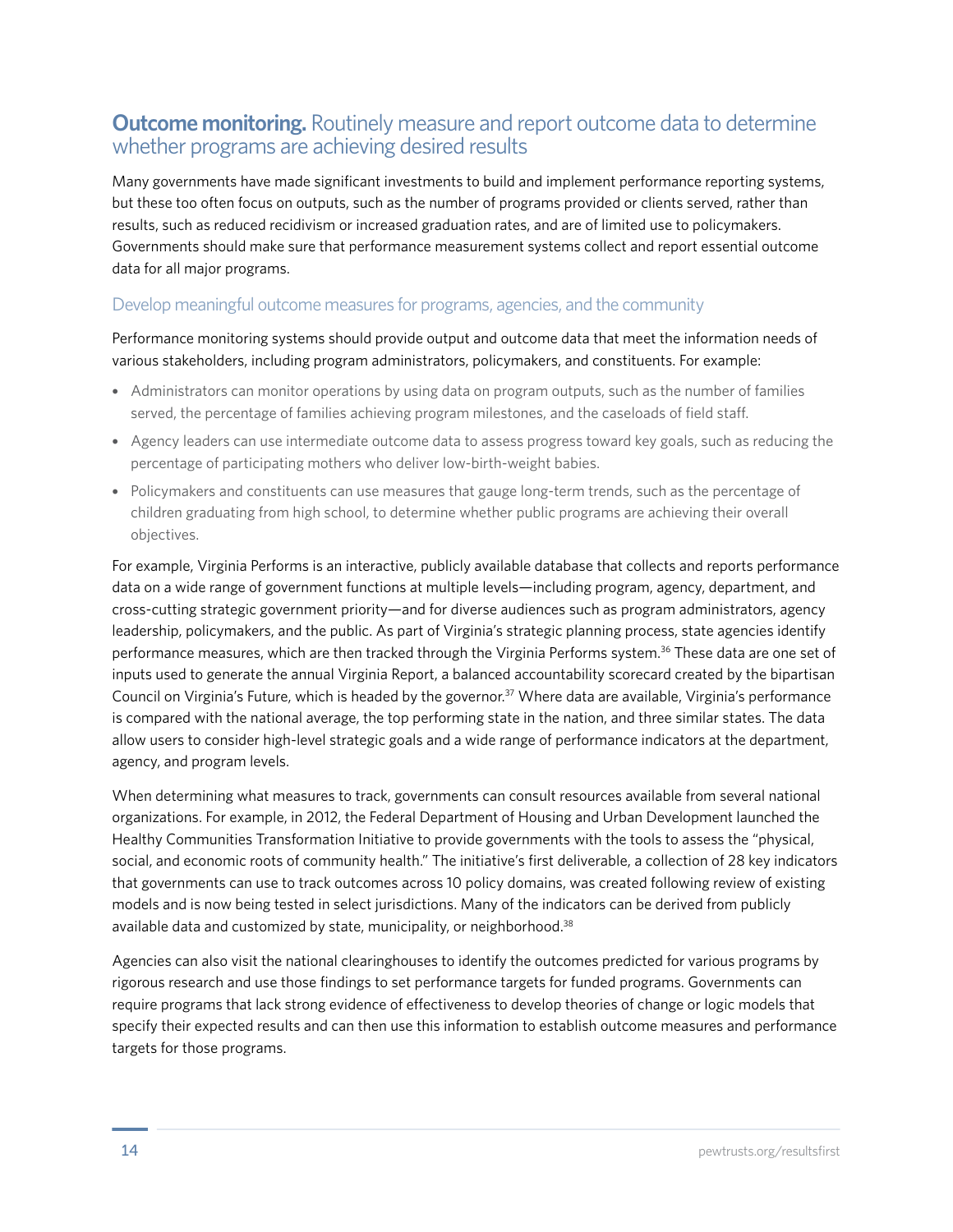## **Outcome monitoring.** Routinely measure and report outcome data to determine whether programs are achieving desired results

Many governments have made significant investments to build and implement performance reporting systems, but these too often focus on outputs, such as the number of programs provided or clients served, rather than results, such as reduced recidivism or increased graduation rates, and are of limited use to policymakers. Governments should make sure that performance measurement systems collect and report essential outcome data for all major programs.

### Develop meaningful outcome measures for programs, agencies, and the community

Performance monitoring systems should provide output and outcome data that meet the information needs of various stakeholders, including program administrators, policymakers, and constituents. For example:

- Administrators can monitor operations by using data on program outputs, such as the number of families served, the percentage of families achieving program milestones, and the caseloads of field staff.
- Agency leaders can use intermediate outcome data to assess progress toward key goals, such as reducing the percentage of participating mothers who deliver low-birth-weight babies.
- Policymakers and constituents can use measures that gauge long-term trends, such as the percentage of children graduating from high school, to determine whether public programs are achieving their overall objectives.

For example, Virginia Performs is an interactive, publicly available database that collects and reports performance data on a wide range of government functions at multiple levels—including program, agency, department, and cross-cutting strategic government priority—and for diverse audiences such as program administrators, agency leadership, policymakers, and the public. As part of Virginia's strategic planning process, state agencies identify performance measures, which are then tracked through the Virginia Performs system.[36] These data are one set of inputs used to generate the annual Virginia Report, a balanced accountability scorecard created by the bipartisan Council on Virginia's Future, which is headed by the governor.[37] Where data are available, Virginia's performance is compared with the national average, the top performing state in the nation, and three similar states. The data allow users to consider high-level strategic goals and a wide range of performance indicators at the department, agency, and program levels.

When determining what measures to track, governments can consult resources available from several national organizations. For example, in 2012, the Federal Department of Housing and Urban Development launched the Healthy Communities Transformation Initiative to provide governments with the tools to assess the "physical, social, and economic roots of community health." The initiative's first deliverable, a collection of 28 key indicators that governments can use to track outcomes across 10 policy domains, was created following review of existing models and is now being tested in select jurisdictions. Many of the indicators can be derived from publicly available data and customized by state, municipality, or neighborhood.[38]

Agencies can also visit the national clearinghouses to identify the outcomes predicted for various programs by rigorous research and use those findings to set performance targets for funded programs. Governments can require programs that lack strong evidence of effectiveness to develop theories of change or logic models that specify their expected results and can then use this information to establish outcome measures and performance targets for those programs.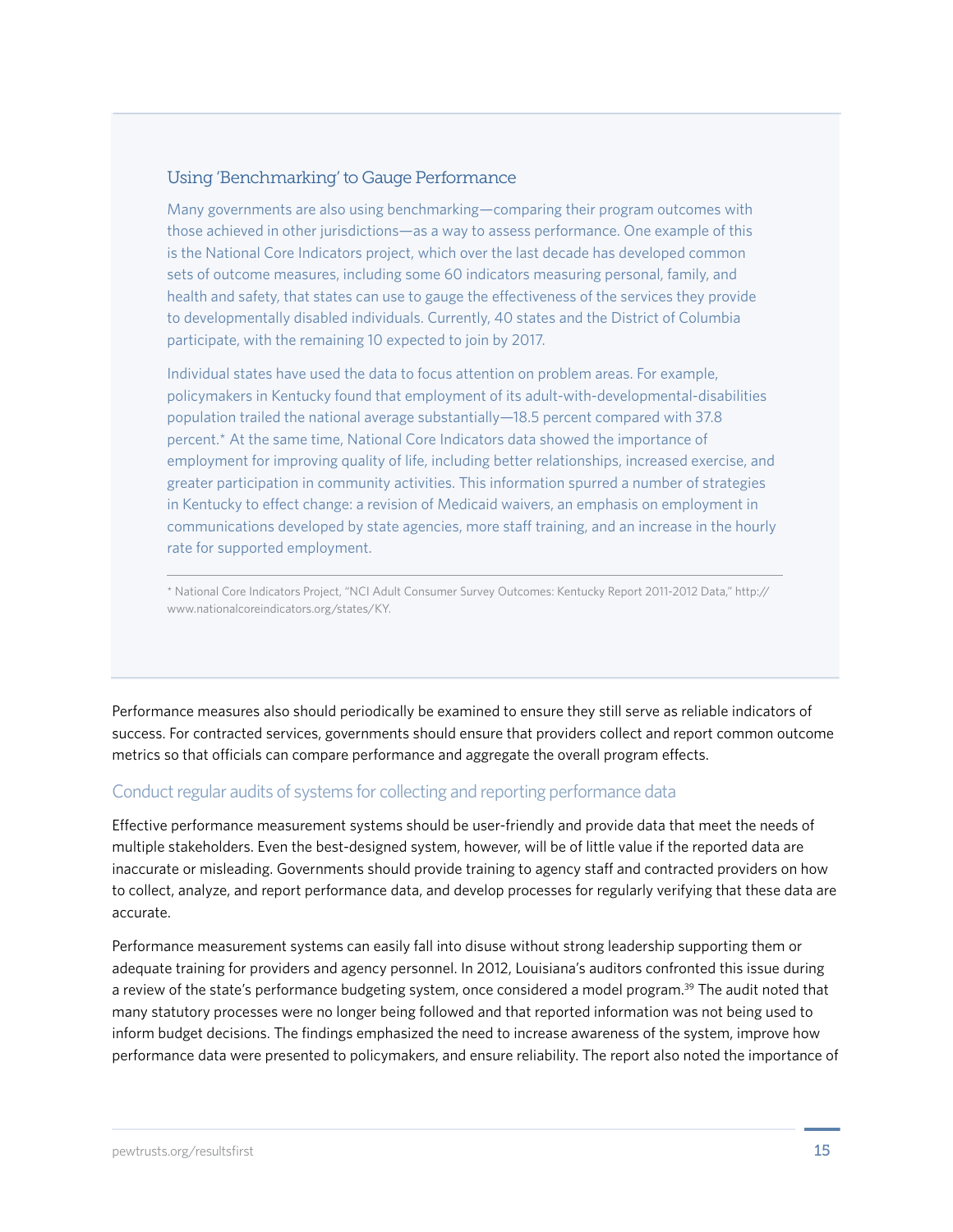### Using 'Benchmarking' to Gauge Performance

Many governments are also using benchmarking—comparing their program outcomes with those achieved in other jurisdictions—as a way to assess performance. One example of this is the National Core Indicators project, which over the last decade has developed common sets of outcome measures, including some 60 indicators measuring personal, family, and health and safety, that states can use to gauge the effectiveness of the services they provide to developmentally disabled individuals. Currently, 40 states and the District of Columbia participate, with the remaining 10 expected to join by 2017.

Individual states have used the data to focus attention on problem areas. For example, policymakers in Kentucky found that employment of its adult-with-developmental-disabilities population trailed the national average substantially—18.5 percent compared with 37.8 percent.* At the same time, National Core Indicators data showed the importance of employment for improving quality of life, including better relationships, increased exercise, and greater participation in community activities. This information spurred a number of strategies in Kentucky to effect change: a revision of Medicaid waivers, an emphasis on employment in communications developed by state agencies, more staff training, and an increase in the hourly rate for supported employment.

---

* National Core Indicators Project, "NCI Adult Consumer Survey Outcomes: Kentucky Report 2011-2012 Data," http://www.nationalcoreindicators.org/states/KY.

Performance measures also should periodically be examined to ensure they still serve as reliable indicators of success. For contracted services, governments should ensure that providers collect and report common outcome metrics so that officials can compare performance and aggregate the overall program effects.

## Conduct regular audits of systems for collecting and reporting performance data

Effective performance measurement systems should be user-friendly and provide data that meet the needs of multiple stakeholders. Even the best-designed system, however, will be of little value if the reported data are inaccurate or misleading. Governments should provide training to agency staff and contracted providers on how to collect, analyze, and report performance data, and develop processes for regularly verifying that these data are accurate.

Performance measurement systems can easily fall into disuse without strong leadership supporting them or adequate training for providers and agency personnel. In 2012, Louisiana's auditors confronted this issue during a review of the state's performance budgeting system, once considered a model program.[39] The audit noted that many statutory processes were no longer being followed and that reported information was not being used to inform budget decisions. The findings emphasized the need to increase awareness of the system, improve how performance data were presented to policymakers, and ensure reliability. The report also noted the importance of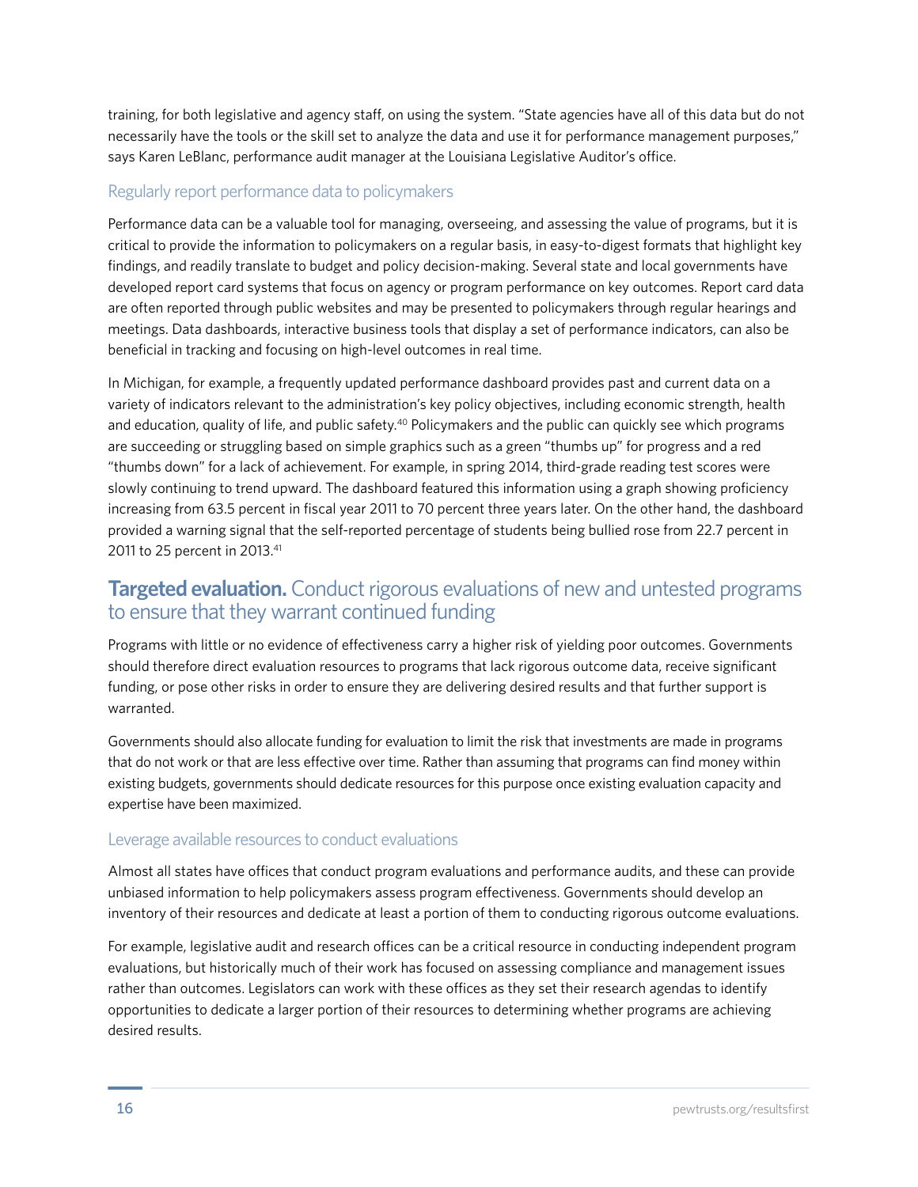training, for both legislative and agency staff, on using the system. "State agencies have all of this data but do not necessarily have the tools or the skill set to analyze the data and use it for performance management purposes," says Karen LeBlanc, performance audit manager at the Louisiana Legislative Auditor's office.

### Regularly report performance data to policymakers

Performance data can be a valuable tool for managing, overseeing, and assessing the value of programs, but it is critical to provide the information to policymakers on a regular basis, in easy-to-digest formats that highlight key findings, and readily translate to budget and policy decision-making. Several state and local governments have developed report card systems that focus on agency or program performance on key outcomes. Report card data are often reported through public websites and may be presented to policymakers through regular hearings and meetings. Data dashboards, interactive business tools that display a set of performance indicators, can also be beneficial in tracking and focusing on high-level outcomes in real time.

In Michigan, for example, a frequently updated performance dashboard provides past and current data on a variety of indicators relevant to the administration's key policy objectives, including economic strength, health and education, quality of life, and public safety.[40] Policymakers and the public can quickly see which programs are succeeding or struggling based on simple graphics such as a green "thumbs up" for progress and a red "thumbs down" for a lack of achievement. For example, in spring 2014, third-grade reading test scores were slowly continuing to trend upward. The dashboard featured this information using a graph showing proficiency increasing from 63.5 percent in fiscal year 2011 to 70 percent three years later. On the other hand, the dashboard provided a warning signal that the self-reported percentage of students being bullied rose from 22.7 percent in 2011 to 25 percent in 2013.[41]

## **Targeted evaluation.** Conduct rigorous evaluations of new and untested programs to ensure that they warrant continued funding

Programs with little or no evidence of effectiveness carry a higher risk of yielding poor outcomes. Governments should therefore direct evaluation resources to programs that lack rigorous outcome data, receive significant funding, or pose other risks in order to ensure they are delivering desired results and that further support is warranted.

Governments should also allocate funding for evaluation to limit the risk that investments are made in programs that do not work or that are less effective over time. Rather than assuming that programs can find money within existing budgets, governments should dedicate resources for this purpose once existing evaluation capacity and expertise have been maximized.

### Leverage available resources to conduct evaluations

Almost all states have offices that conduct program evaluations and performance audits, and these can provide unbiased information to help policymakers assess program effectiveness. Governments should develop an inventory of their resources and dedicate at least a portion of them to conducting rigorous outcome evaluations.

For example, legislative audit and research offices can be a critical resource in conducting independent program evaluations, but historically much of their work has focused on assessing compliance and management issues rather than outcomes. Legislators can work with these offices as they set their research agendas to identify opportunities to dedicate a larger portion of their resources to determining whether programs are achieving desired results.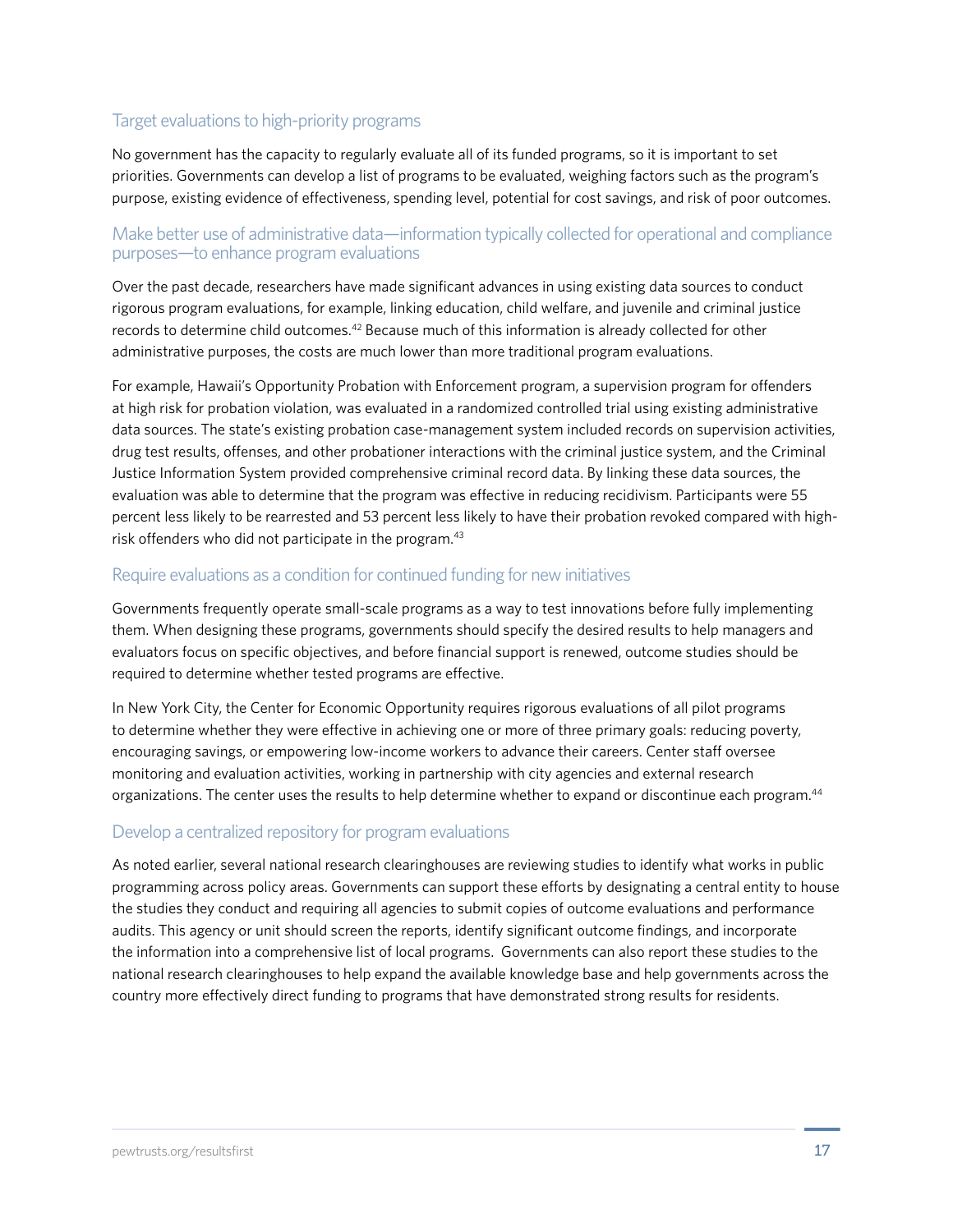### Target evaluations to high-priority programs

No government has the capacity to regularly evaluate all of its funded programs, so it is important to set priorities. Governments can develop a list of programs to be evaluated, weighing factors such as the program's purpose, existing evidence of effectiveness, spending level, potential for cost savings, and risk of poor outcomes.

### Make better use of administrative data—information typically collected for operational and compliance purposes—to enhance program evaluations

Over the past decade, researchers have made significant advances in using existing data sources to conduct rigorous program evaluations, for example, linking education, child welfare, and juvenile and criminal justice records to determine child outcomes.[42] Because much of this information is already collected for other administrative purposes, the costs are much lower than more traditional program evaluations.

For example, Hawaii's Opportunity Probation with Enforcement program, a supervision program for offenders at high risk for probation violation, was evaluated in a randomized controlled trial using existing administrative data sources. The state's existing probation case-management system included records on supervision activities, drug test results, offenses, and other probationer interactions with the criminal justice system, and the Criminal Justice Information System provided comprehensive criminal record data. By linking these data sources, the evaluation was able to determine that the program was effective in reducing recidivism. Participants were 55 percent less likely to be rearrested and 53 percent less likely to have their probation revoked compared with high-risk offenders who did not participate in the program.[43]

### Require evaluations as a condition for continued funding for new initiatives

Governments frequently operate small-scale programs as a way to test innovations before fully implementing them. When designing these programs, governments should specify the desired results to help managers and evaluators focus on specific objectives, and before financial support is renewed, outcome studies should be required to determine whether tested programs are effective.

In New York City, the Center for Economic Opportunity requires rigorous evaluations of all pilot programs to determine whether they were effective in achieving one or more of three primary goals: reducing poverty, encouraging savings, or empowering low-income workers to advance their careers. Center staff oversee monitoring and evaluation activities, working in partnership with city agencies and external research organizations. The center uses the results to help determine whether to expand or discontinue each program.[44]

### Develop a centralized repository for program evaluations

As noted earlier, several national research clearinghouses are reviewing studies to identify what works in public programming across policy areas. Governments can support these efforts by designating a central entity to house the studies they conduct and requiring all agencies to submit copies of outcome evaluations and performance audits. This agency or unit should screen the reports, identify significant outcome findings, and incorporate the information into a comprehensive list of local programs. Governments can also report these studies to the national research clearinghouses to help expand the available knowledge base and help governments across the country more effectively direct funding to programs that have demonstrated strong results for residents.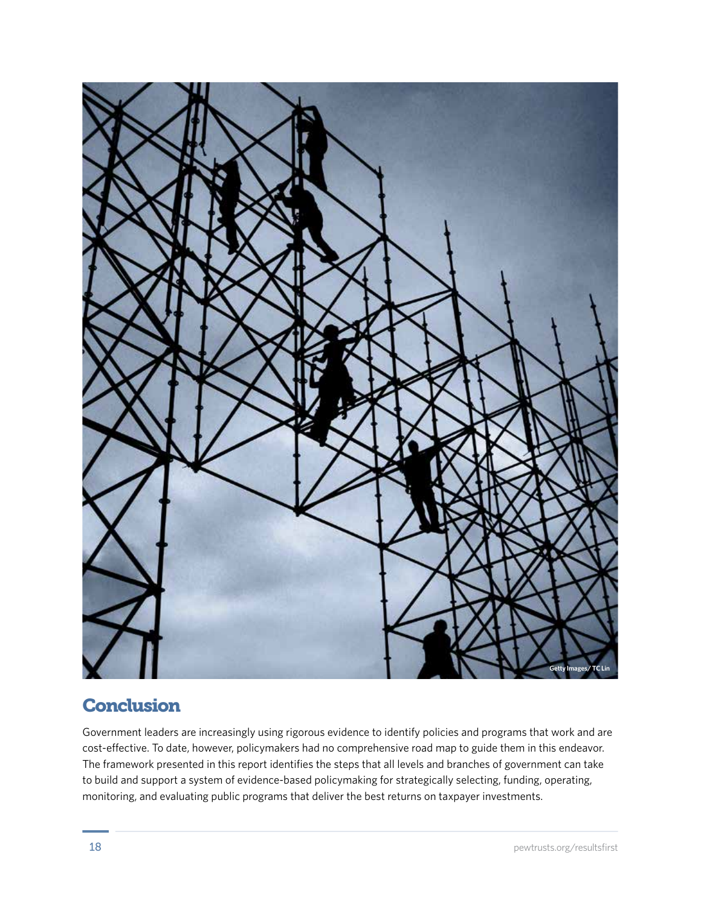## Conclusion

Government leaders are increasingly using rigorous evidence to identify policies and programs that work and are cost-effective. To date, however, policymakers had no comprehensive road map to guide them in this endeavor. The framework presented in this report identifies the steps that all levels and branches of government can take to build and support a system of evidence-based policymaking for strategically selecting, funding, operating, monitoring, and evaluating public programs that deliver the best returns on taxpayer investments.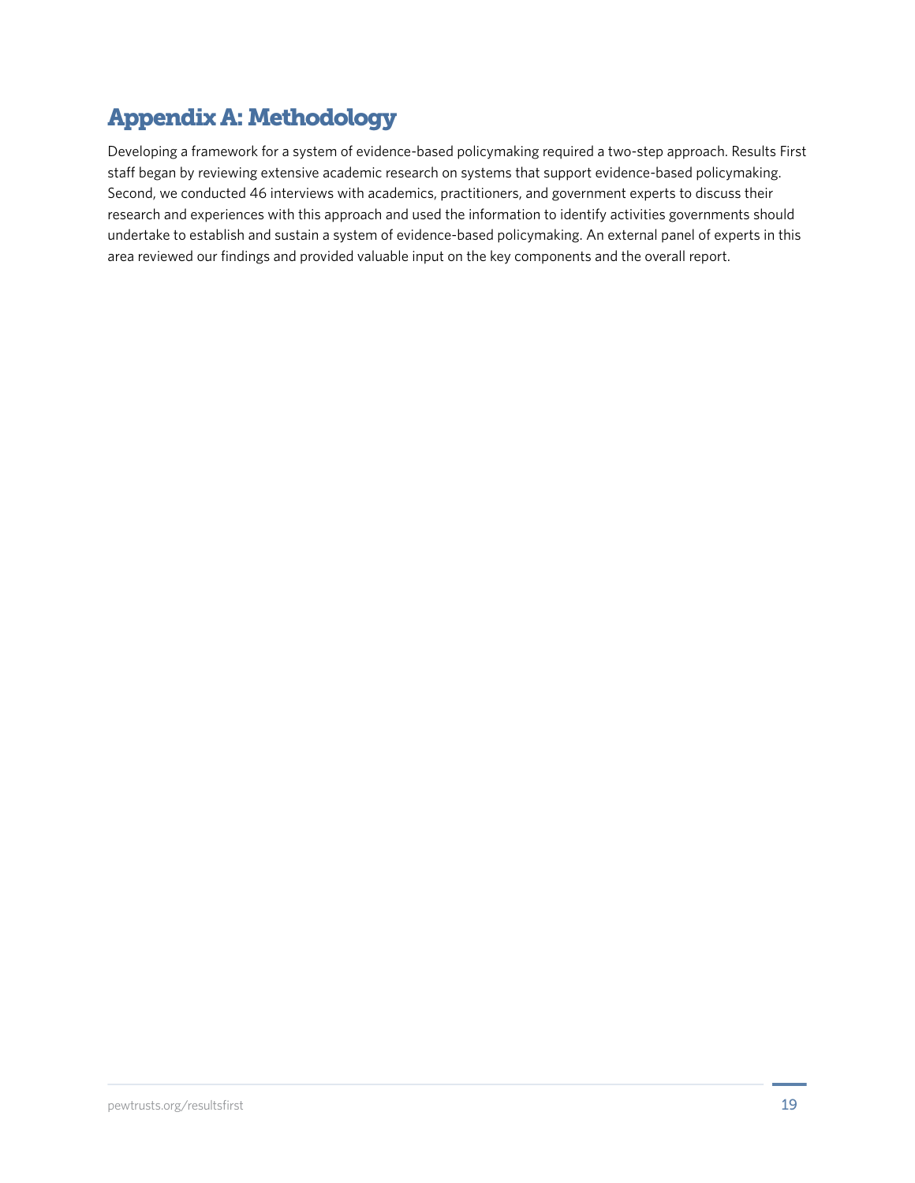# Appendix A: Methodology

Developing a framework for a system of evidence-based policymaking required a two-step approach. Results First staff began by reviewing extensive academic research on systems that support evidence-based policymaking. Second, we conducted 46 interviews with academics, practitioners, and government experts to discuss their research and experiences with this approach and used the information to identify activities governments should undertake to establish and sustain a system of evidence-based policymaking. An external panel of experts in this area reviewed our findings and provided valuable input on the key components and the overall report.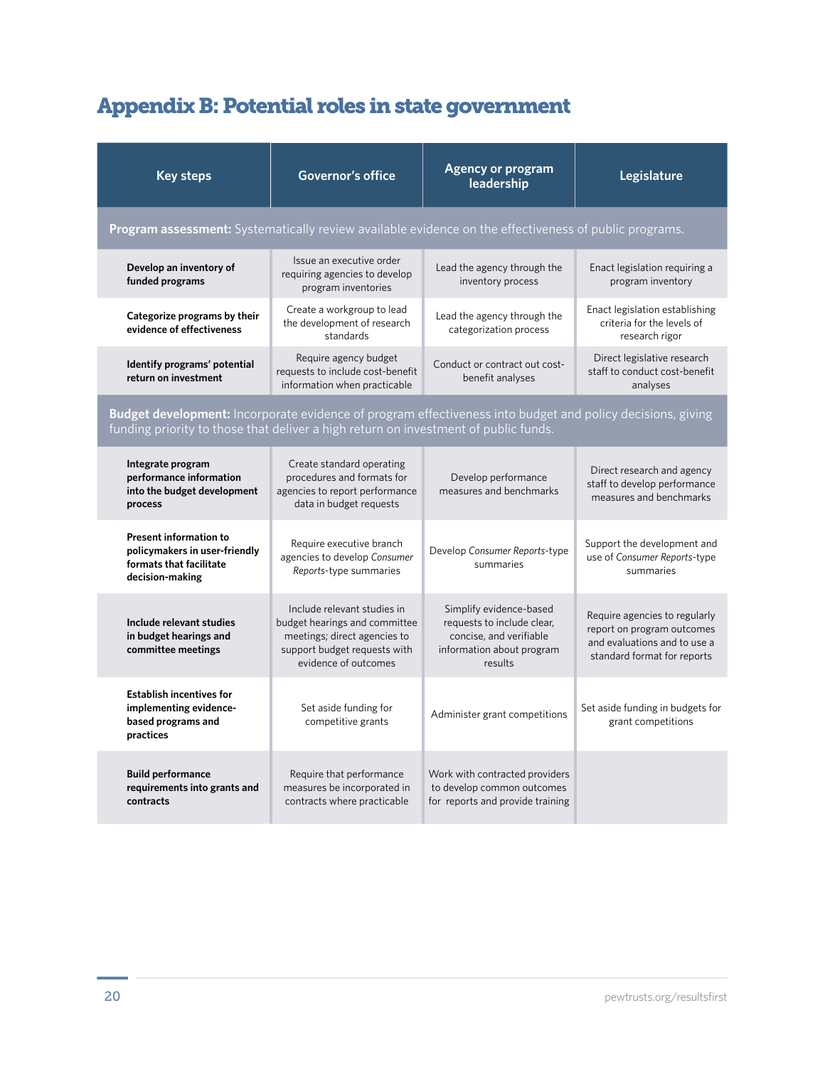## Appendix B: Potential roles in state government

| Key steps | Governor's office | Agency or program leadership | Legislature |
|---|---|---|---|
| **Program assessment:** Systematically review available evidence on the effectiveness of public programs. | | | |
| **Develop an inventory of funded programs** | Issue an executive order requiring agencies to develop program inventories | Lead the agency through the inventory process | Enact legislation requiring a program inventory |
| **Categorize programs by their evidence of effectiveness** | Create a workgroup to lead the development of research standards | Lead the agency through the categorization process | Enact legislation establishing criteria for the levels of research rigor |
| **Identify programs' potential return on investment** | Require agency budget requests to include cost-benefit information when practicable | Conduct or contract out cost-benefit analyses | Direct legislative research staff to conduct cost-benefit analyses |
| **Budget development:** Incorporate evidence of program effectiveness into budget and policy decisions, giving funding priority to those that deliver a high return on investment of public funds. | | | |
| **Integrate program performance information into the budget development process** | Create standard operating procedures and formats for agencies to report performance data in budget requests | Develop performance measures and benchmarks | Direct research and agency staff to develop performance measures and benchmarks |
| **Present information to policymakers in user-friendly formats that facilitate decision-making** | Require executive branch agencies to develop *Consumer Reports*-type summaries | Develop *Consumer Reports*-type summaries | Support the development and use of *Consumer Reports*-type summaries |
| **Include relevant studies in budget hearings and committee meetings** | Include relevant studies in budget hearings and committee meetings; direct agencies to support budget requests with evidence of outcomes | Simplify evidence-based requests to include clear, concise, and verifiable information about program results | Require agencies to regularly report on program outcomes and evaluations and to use a standard format for reports |
| **Establish incentives for implementing evidence-based programs and practices** | Set aside funding for competitive grants | Administer grant competitions | Set aside funding in budgets for grant competitions |
| **Build performance requirements into grants and contracts** | Require that performance measures be incorporated in contracts where practicable | Work with contracted providers to develop common outcomes for reports and provide training | |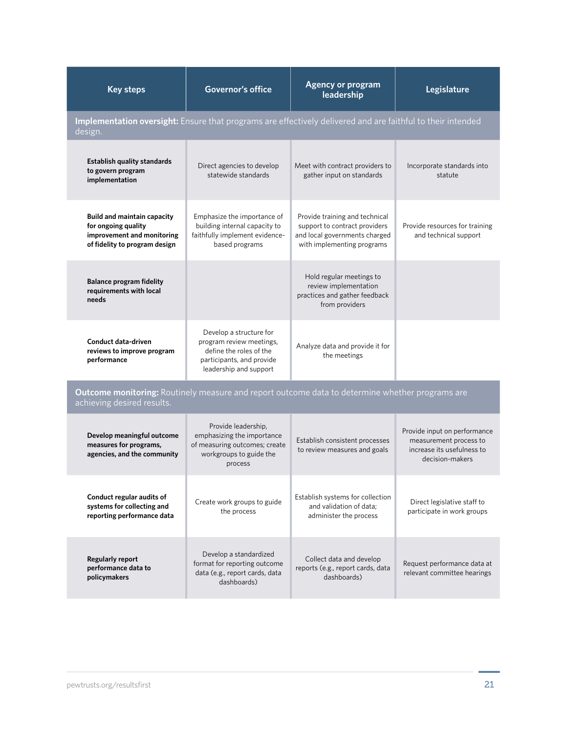| Key steps | Governor's office | Agency or program leadership | Legislature |
|---|---|---|---|
| **Implementation oversight:** Ensure that programs are effectively delivered and are faithful to their intended design. | | | |
| **Establish quality standards to govern program implementation** | Direct agencies to develop statewide standards | Meet with contract providers to gather input on standards | Incorporate standards into statute |
| **Build and maintain capacity for ongoing quality improvement and monitoring of fidelity to program design** | Emphasize the importance of building internal capacity to faithfully implement evidence-based programs | Provide training and technical support to contract providers and local governments charged with implementing programs | Provide resources for training and technical support |
| **Balance program fidelity requirements with local needs** | | Hold regular meetings to review implementation practices and gather feedback from providers | |
| **Conduct data-driven reviews to improve program performance** | Develop a structure for program review meetings, define the roles of the participants, and provide leadership and support | Analyze data and provide it for the meetings | |
| **Outcome monitoring:** Routinely measure and report outcome data to determine whether programs are achieving desired results. | | | |
| **Develop meaningful outcome measures for programs, agencies, and the community** | Provide leadership, emphasizing the importance of measuring outcomes; create workgroups to guide the process | Establish consistent processes to review measures and goals | Provide input on performance measurement process to increase its usefulness to decision-makers |
| **Conduct regular audits of systems for collecting and reporting performance data** | Create work groups to guide the process | Establish systems for collection and validation of data; administer the process | Direct legislative staff to participate in work groups |
| **Regularly report performance data to policymakers** | Develop a standardized format for reporting outcome data (e.g., report cards, data dashboards) | Collect data and develop reports (e.g., report cards, data dashboards) | Request performance data at relevant committee hearings |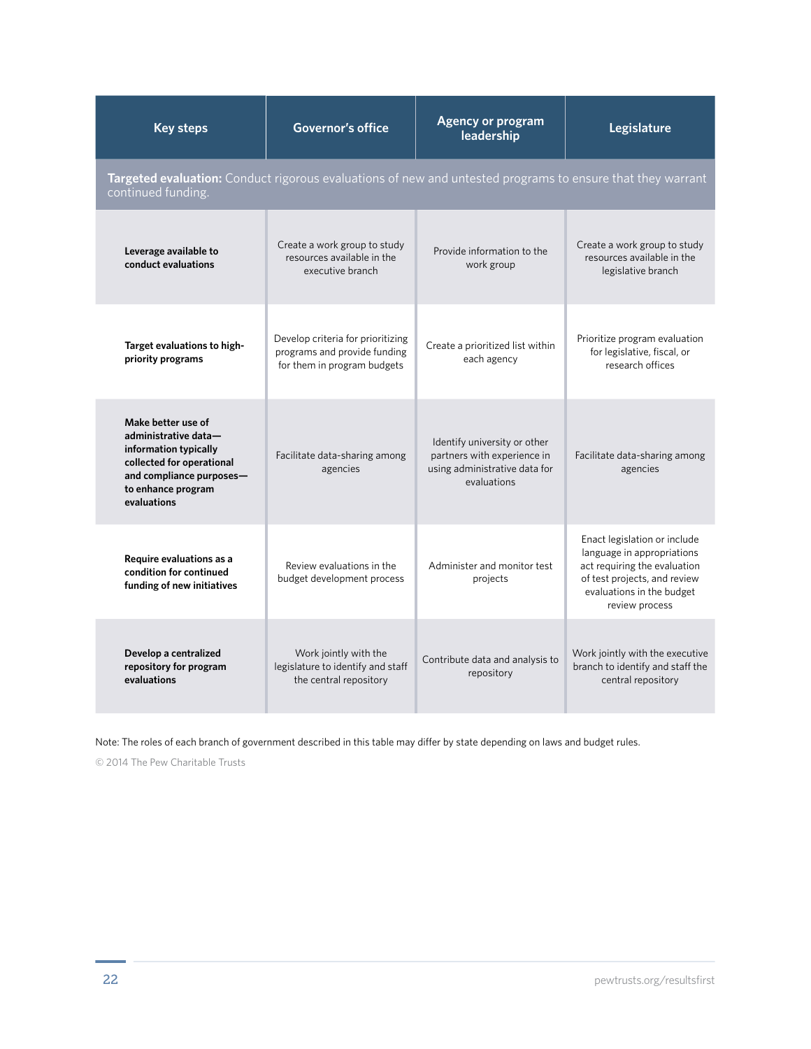| Key steps | Governor's office | Agency or program leadership | Legislature |
|---|---|---|---|
| **Targeted evaluation:** Conduct rigorous evaluations of new and untested programs to ensure that they warrant continued funding. | | | |
| **Leverage available to conduct evaluations** | Create a work group to study resources available in the executive branch | Provide information to the work group | Create a work group to study resources available in the legislative branch |
| **Target evaluations to high-priority programs** | Develop criteria for prioritizing programs and provide funding for them in program budgets | Create a prioritized list within each agency | Prioritize program evaluation for legislative, fiscal, or research offices |
| **Make better use of administrative data—information typically collected for operational and compliance purposes—to enhance program evaluations** | Facilitate data-sharing among agencies | Identify university or other partners with experience in using administrative data for evaluations | Facilitate data-sharing among agencies |
| **Require evaluations as a condition for continued funding of new initiatives** | Review evaluations in the budget development process | Administer and monitor test projects | Enact legislation or include language in appropriations act requiring the evaluation of test projects, and review evaluations in the budget review process |
| **Develop a centralized repository for program evaluations** | Work jointly with the legislature to identify and staff the central repository | Contribute data and analysis to repository | Work jointly with the executive branch to identify and staff the central repository |

Note: The roles of each branch of government described in this table may differ by state depending on laws and budget rules.

© 2014 The Pew Charitable Trusts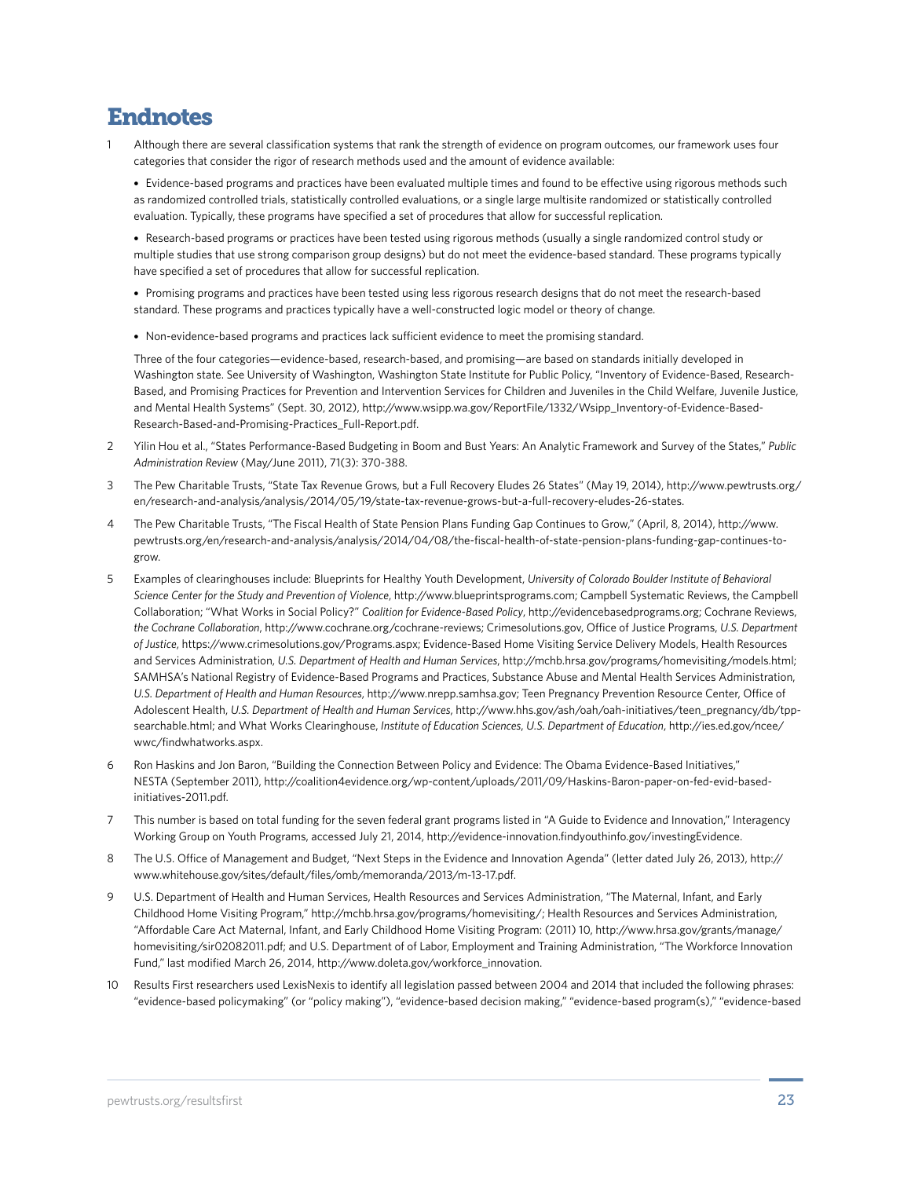# Endnotes

1. Although there are several classification systems that rank the strength of evidence on program outcomes, our framework uses four categories that consider the rigor of research methods used and the amount of evidence available:

   - Evidence-based programs and practices have been evaluated multiple times and found to be effective using rigorous methods such as randomized controlled trials, statistically controlled evaluations, or a single large multisite randomized or statistically controlled evaluation. Typically, these programs have specified a set of procedures that allow for successful replication.

   - Research-based programs or practices have been tested using rigorous methods (usually a single randomized control study or multiple studies that use strong comparison group designs) but do not meet the evidence-based standard. These programs typically have specified a set of procedures that allow for successful replication.

   - Promising programs and practices have been tested using less rigorous research designs that do not meet the research-based standard. These programs and practices typically have a well-constructed logic model or theory of change.

   - Non-evidence-based programs and practices lack sufficient evidence to meet the promising standard.

   Three of the four categories—evidence-based, research-based, and promising—are based on standards initially developed in Washington state. See University of Washington, Washington State Institute for Public Policy, "Inventory of Evidence-Based, Research-Based, and Promising Practices for Prevention and Intervention Services for Children and Juveniles in the Child Welfare, Juvenile Justice, and Mental Health Systems" (Sept. 30, 2012), http://www.wsipp.wa.gov/ReportFile/1332/Wsipp_Inventory-of-Evidence-Based-Research-Based-and-Promising-Practices_Full-Report.pdf.

2. Yilin Hou et al., "States Performance-Based Budgeting in Boom and Bust Years: An Analytic Framework and Survey of the States," *Public Administration Review* (May/June 2011), 71(3): 370-388.

3. The Pew Charitable Trusts, "State Tax Revenue Grows, but a Full Recovery Eludes 26 States" (May 19, 2014), http://www.pewtrusts.org/en/research-and-analysis/analysis/2014/05/19/state-tax-revenue-grows-but-a-full-recovery-eludes-26-states.

4. The Pew Charitable Trusts, "The Fiscal Health of State Pension Plans Funding Gap Continues to Grow," (April, 8, 2014), http://www.pewtrusts.org/en/research-and-analysis/analysis/2014/04/08/the-fiscal-health-of-state-pension-plans-funding-gap-continues-to-grow.

5. Examples of clearinghouses include: Blueprints for Healthy Youth Development, *University of Colorado Boulder Institute of Behavioral Science Center for the Study and Prevention of Violence*, http://www.blueprintsprograms.com; Campbell Systematic Reviews, the Campbell Collaboration; "What Works in Social Policy?" *Coalition for Evidence-Based Policy*, http://evidencebasedprograms.org; Cochrane Reviews, *the Cochrane Collaboration*, http://www.cochrane.org/cochrane-reviews; Crimesolutions.gov, Office of Justice Programs, *U.S. Department of Justice*, https://www.crimesolutions.gov/Programs.aspx; Evidence-Based Home Visiting Service Delivery Models, Health Resources and Services Administration, *U.S. Department of Health and Human Services*, http://mchb.hrsa.gov/programs/homevisiting/models.html; SAMHSA's National Registry of Evidence-Based Programs and Practices, Substance Abuse and Mental Health Services Administration, *U.S. Department of Health and Human Resources*, http://www.nrepp.samhsa.gov; Teen Pregnancy Prevention Resource Center, Office of Adolescent Health, *U.S. Department of Health and Human Services*, http://www.hhs.gov/ash/oah/oah-initiatives/teen_pregnancy/db/tpp-searchable.html; and What Works Clearinghouse, *Institute of Education Sciences*, *U.S. Department of Education*, http://ies.ed.gov/ncee/wwc/findwhatworks.aspx.

6. Ron Haskins and Jon Baron, "Building the Connection Between Policy and Evidence: The Obama Evidence-Based Initiatives," NESTA (September 2011), http://coalition4evidence.org/wp-content/uploads/2011/09/Haskins-Baron-paper-on-fed-evid-based-initiatives-2011.pdf.

7. This number is based on total funding for the seven federal grant programs listed in "A Guide to Evidence and Innovation," Interagency Working Group on Youth Programs, accessed July 21, 2014, http://evidence-innovation.findyouthinfo.gov/investingEvidence.

8. The U.S. Office of Management and Budget, "Next Steps in the Evidence and Innovation Agenda" (letter dated July 26, 2013), http://www.whitehouse.gov/sites/default/files/omb/memoranda/2013/m-13-17.pdf.

9. U.S. Department of Health and Human Services, Health Resources and Services Administration, "The Maternal, Infant, and Early Childhood Home Visiting Program," http://mchb.hrsa.gov/programs/homevisiting/; Health Resources and Services Administration, "Affordable Care Act Maternal, Infant, and Early Childhood Home Visiting Program: (2011) 10, http://www.hrsa.gov/grants/manage/homevisiting/sir02082011.pdf; and U.S. Department of of Labor, Employment and Training Administration, "The Workforce Innovation Fund," last modified March 26, 2014, http://www.doleta.gov/workforce_innovation.

10. Results First researchers used LexisNexis to identify all legislation passed between 2004 and 2014 that included the following phrases: "evidence-based policymaking" (or "policy making"), "evidence-based decision making," "evidence-based program(s)," "evidence-based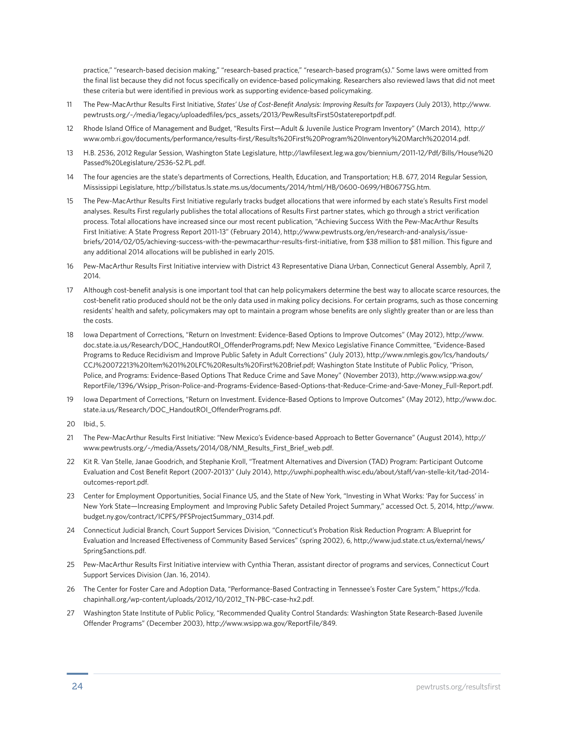practice," "research-based decision making," "research-based practice," "research-based program(s)." Some laws were omitted from the final list because they did not focus specifically on evidence-based policymaking. Researchers also reviewed laws that did not meet these criteria but were identified in previous work as supporting evidence-based policymaking.

11 The Pew-MacArthur Results First Initiative, *States' Use of Cost-Benefit Analysis: Improving Results for Taxpayers* (July 2013), http://www.pewtrusts.org/~/media/legacy/uploadedfiles/pcs_assets/2013/PewResultsFirst50statereportpdf.pdf.

12 Rhode Island Office of Management and Budget, "Results First—Adult & Juvenile Justice Program Inventory" (March 2014), http://www.omb.ri.gov/documents/performance/results-first/Results%20First%20Program%20Inventory%20March%202014.pdf.

13 H.B. 2536, 2012 Regular Session, Washington State Legislature, http://lawfilesext.leg.wa.gov/biennium/2011-12/Pdf/Bills/House%20Passed%20Legislature/2536-S2.PL.pdf.

14 The four agencies are the state's departments of Corrections, Health, Education, and Transportation; H.B. 677, 2014 Regular Session, Mississippi Legislature, http://billstatus.ls.state.ms.us/documents/2014/html/HB/0600-0699/HB0677SG.htm.

15 The Pew-MacArthur Results First Initiative regularly tracks budget allocations that were informed by each state's Results First model analyses. Results First regularly publishes the total allocations of Results First partner states, which go through a strict verification process. Total allocations have increased since our most recent publication, "Achieving Success With the Pew-MacArthur Results First Initiative: A State Progress Report 2011-13" (February 2014), http://www.pewtrusts.org/en/research-and-analysis/issue-briefs/2014/02/05/achieving-success-with-the-pewmacarthur-results-first-initiative, from $38 million to $81 million. This figure and any additional 2014 allocations will be published in early 2015.

16 Pew-MacArthur Results First Initiative interview with District 43 Representative Diana Urban, Connecticut General Assembly, April 7, 2014.

17 Although cost-benefit analysis is one important tool that can help policymakers determine the best way to allocate scarce resources, the cost-benefit ratio produced should not be the only data used in making policy decisions. For certain programs, such as those concerning residents' health and safety, policymakers may opt to maintain a program whose benefits are only slightly greater than or are less than the costs.

18 Iowa Department of Corrections, "Return on Investment: Evidence-Based Options to Improve Outcomes" (May 2012), http://www.doc.state.ia.us/Research/DOC_HandoutROI_OffenderPrograms.pdf; New Mexico Legislative Finance Committee, "Evidence-Based Programs to Reduce Recidivism and Improve Public Safety in Adult Corrections" (July 2013), http://www.nmlegis.gov/lcs/handouts/CCJ%20072213%20Item%201%20LFC%20Results%20First%20Brief.pdf; Washington State Institute of Public Policy, "Prison, Police, and Programs: Evidence-Based Options That Reduce Crime and Save Money" (November 2013), http://www.wsipp.wa.gov/ReportFile/1396/Wsipp_Prison-Police-and-Programs-Evidence-Based-Options-that-Reduce-Crime-and-Save-Money_Full-Report.pdf.

19 Iowa Department of Corrections, "Return on Investment. Evidence-Based Options to Improve Outcomes" (May 2012), http://www.doc.state.ia.us/Research/DOC_HandoutROI_OffenderPrograms.pdf.

20 Ibid., 5.

21 The Pew-MacArthur Results First Initiative: "New Mexico's Evidence-based Approach to Better Governance" (August 2014), http://www.pewtrusts.org/~/media/Assets/2014/08/NM_Results_First_Brief_web.pdf.

22 Kit R. Van Stelle, Janae Goodrich, and Stephanie Kroll, "Treatment Alternatives and Diversion (TAD) Program: Participant Outcome Evaluation and Cost Benefit Report (2007-2013)" (July 2014), http://uwphi.pophealth.wisc.edu/about/staff/van-stelle-kit/tad-2014-outcomes-report.pdf.

23 Center for Employment Opportunities, Social Finance US, and the State of New York, "Investing in What Works: 'Pay for Success' in New York State—Increasing Employment and Improving Public Safety Detailed Project Summary," accessed Oct. 5, 2014, http://www.budget.ny.gov/contract/ICPFS/PFSProjectSummary_0314.pdf.

24 Connecticut Judicial Branch, Court Support Services Division, "Connecticut's Probation Risk Reduction Program: A Blueprint for Evaluation and Increased Effectiveness of Community Based Services" (spring 2002), 6, http://www.jud.state.ct.us/external/news/SpringSanctions.pdf.

25 Pew-MacArthur Results First Initiative interview with Cynthia Theran, assistant director of programs and services, Connecticut Court Support Services Division (Jan. 16, 2014).

26 The Center for Foster Care and Adoption Data, "Performance-Based Contracting in Tennessee's Foster Care System," https://fcda.chapinhall.org/wp-content/uploads/2012/10/2012_TN-PBC-case-hx2.pdf.

27 Washington State Institute of Public Policy, "Recommended Quality Control Standards: Washington State Research-Based Juvenile Offender Programs" (December 2003), http://www.wsipp.wa.gov/ReportFile/849.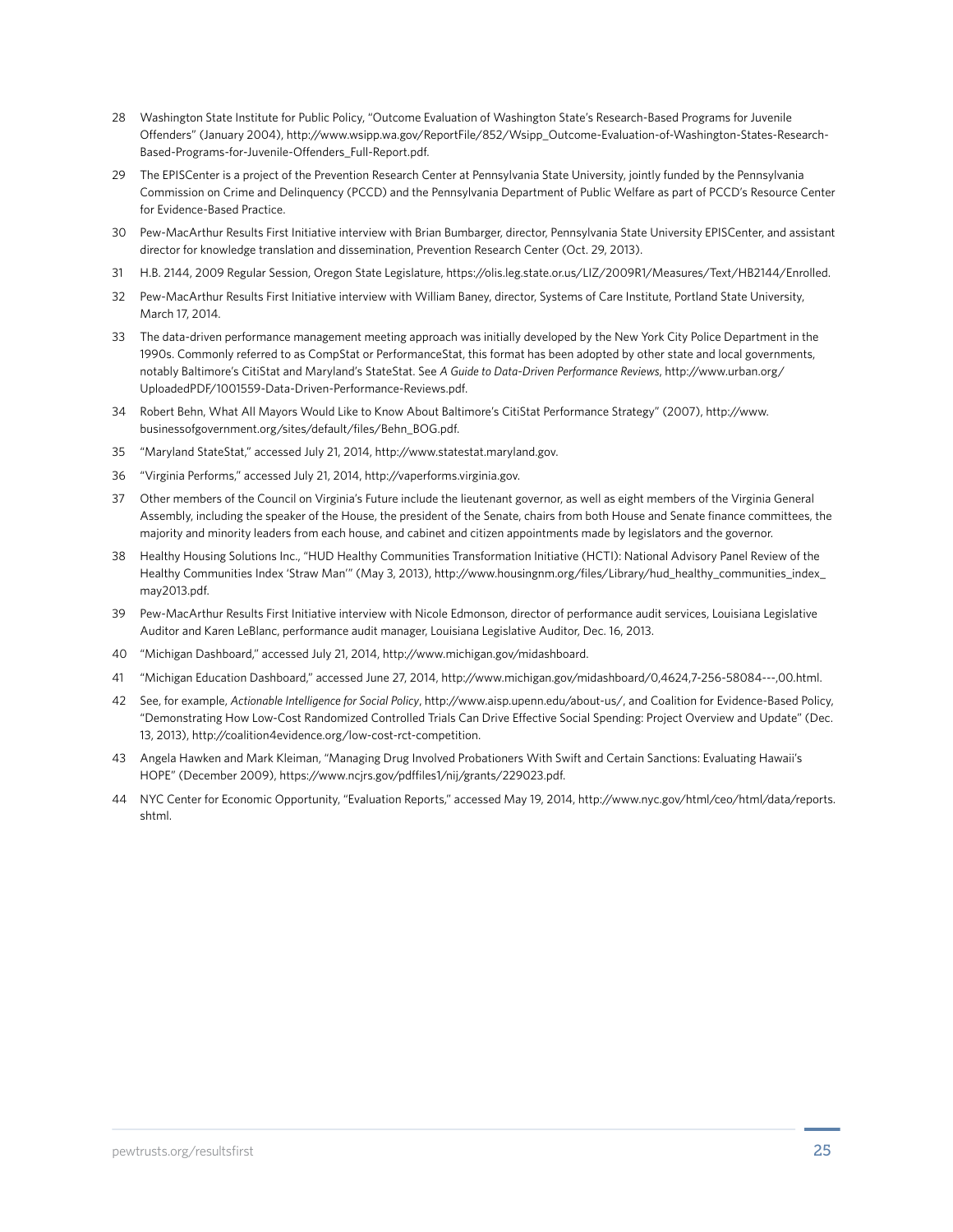28 Washington State Institute for Public Policy, "Outcome Evaluation of Washington State's Research-Based Programs for Juvenile Offenders" (January 2004), http://www.wsipp.wa.gov/ReportFile/852/Wsipp_Outcome-Evaluation-of-Washington-States-Research-Based-Programs-for-Juvenile-Offenders_Full-Report.pdf.

29 The EPISCenter is a project of the Prevention Research Center at Pennsylvania State University, jointly funded by the Pennsylvania Commission on Crime and Delinquency (PCCD) and the Pennsylvania Department of Public Welfare as part of PCCD's Resource Center for Evidence-Based Practice.

30 Pew-MacArthur Results First Initiative interview with Brian Bumbarger, director, Pennsylvania State University EPISCenter, and assistant director for knowledge translation and dissemination, Prevention Research Center (Oct. 29, 2013).

31 H.B. 2144, 2009 Regular Session, Oregon State Legislature, https://olis.leg.state.or.us/LIZ/2009R1/Measures/Text/HB2144/Enrolled.

32 Pew-MacArthur Results First Initiative interview with William Baney, director, Systems of Care Institute, Portland State University, March 17, 2014.

33 The data-driven performance management meeting approach was initially developed by the New York City Police Department in the 1990s. Commonly referred to as CompStat or PerformanceStat, this format has been adopted by other state and local governments, notably Baltimore's CitiStat and Maryland's StateStat. See *A Guide to Data-Driven Performance Reviews*, http://www.urban.org/UploadedPDF/1001559-Data-Driven-Performance-Reviews.pdf.

34 Robert Behn, What All Mayors Would Like to Know About Baltimore's CitiStat Performance Strategy" (2007), http://www.businessofgovernment.org/sites/default/files/Behn_BOG.pdf.

35 "Maryland StateStat," accessed July 21, 2014, http://www.statestat.maryland.gov.

36 "Virginia Performs," accessed July 21, 2014, http://vaperforms.virginia.gov.

37 Other members of the Council on Virginia's Future include the lieutenant governor, as well as eight members of the Virginia General Assembly, including the speaker of the House, the president of the Senate, chairs from both House and Senate finance committees, the majority and minority leaders from each house, and cabinet and citizen appointments made by legislators and the governor.

38 Healthy Housing Solutions Inc., "HUD Healthy Communities Transformation Initiative (HCTI): National Advisory Panel Review of the Healthy Communities Index 'Straw Man'" (May 3, 2013), http://www.housingnm.org/files/Library/hud_healthy_communities_index_may2013.pdf.

39 Pew-MacArthur Results First Initiative interview with Nicole Edmonson, director of performance audit services, Louisiana Legislative Auditor and Karen LeBlanc, performance audit manager, Louisiana Legislative Auditor, Dec. 16, 2013.

40 "Michigan Dashboard," accessed July 21, 2014, http://www.michigan.gov/midashboard.

41 "Michigan Education Dashboard," accessed June 27, 2014, http://www.michigan.gov/midashboard/0,4624,7-256-58084---,00.html.

42 See, for example, *Actionable Intelligence for Social Policy*, http://www.aisp.upenn.edu/about-us/, and Coalition for Evidence-Based Policy, "Demonstrating How Low-Cost Randomized Controlled Trials Can Drive Effective Social Spending: Project Overview and Update" (Dec. 13, 2013), http://coalition4evidence.org/low-cost-rct-competition.

43 Angela Hawken and Mark Kleiman, "Managing Drug Involved Probationers With Swift and Certain Sanctions: Evaluating Hawaii's HOPE" (December 2009), https://www.ncjrs.gov/pdffiles1/nij/grants/229023.pdf.

44 NYC Center for Economic Opportunity, "Evaluation Reports," accessed May 19, 2014, http://www.nyc.gov/html/ceo/html/data/reports.shtml.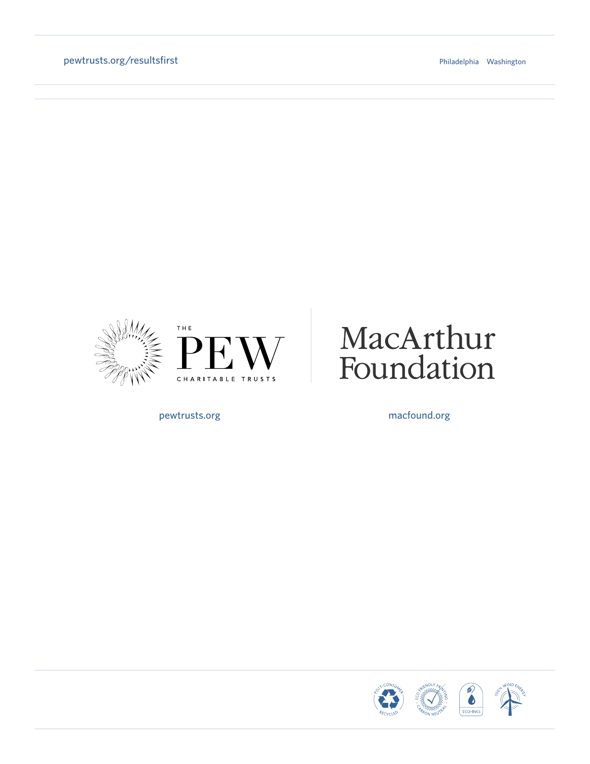pewtrusts.org/resultsfirst

Philadelphia Washington

THE PEW CHARITABLE TRUSTS

MacArthur Foundation

pewtrusts.org

macfound.org